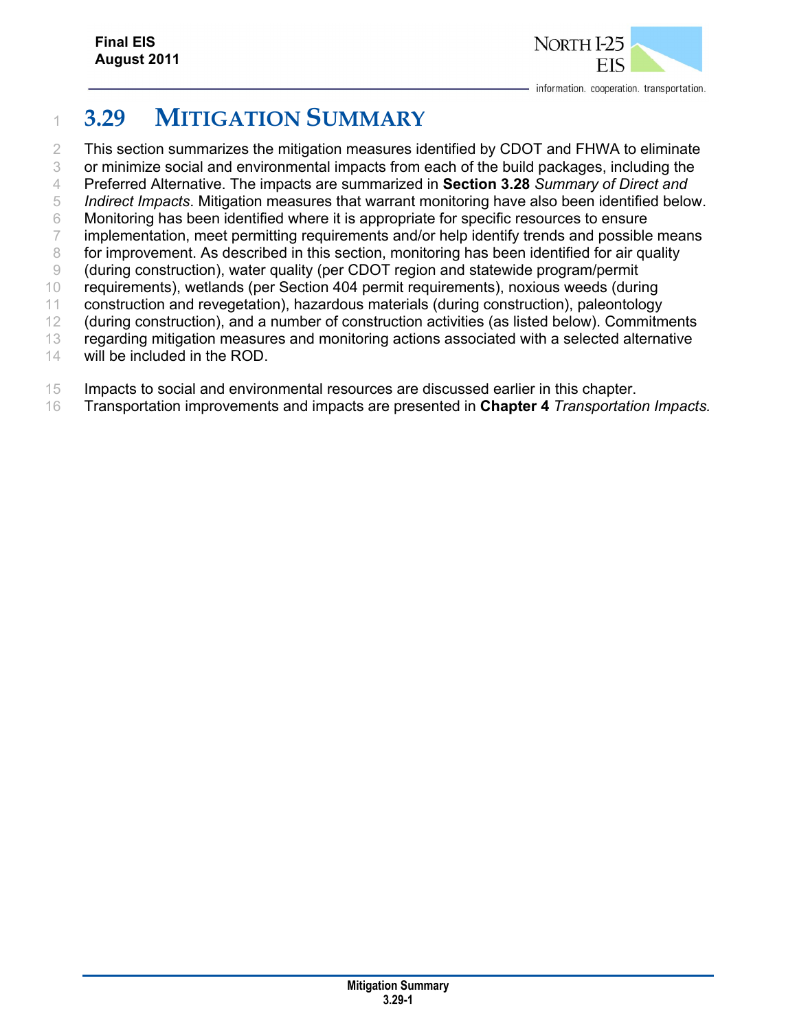# 3.29 MITIGATION SUMMARY

This section summarizes the mitigation measures identified by CDOT and FHWA to eliminate or minimize social and environmental impacts from each of the build packages, including the Preferred Alternative. The impacts are summarized in **Section 3.28** *Summary of Direct and Indirect Impacts*. Mitigation measures that warrant monitoring have also been identified below. Monitoring has been identified where it is appropriate for specific resources to ensure implementation, meet permitting requirements and/or help identify trends and possible means for improvement. As described in this section, monitoring has been identified for air quality (during construction), water quality (per CDOT region and statewide program/permit requirements), wetlands (per Section 404 permit requirements), noxious weeds (during construction and revegetation), hazardous materials (during construction), paleontology (during construction), and a number of construction activities (as listed below). Commitments regarding mitigation measures and monitoring actions associated with a selected alternative will be included in the ROD.

Impacts to social and environmental resources are discussed earlier in this chapter. Transportation improvements and impacts are presented in **Chapter 4** *Transportation Impacts.*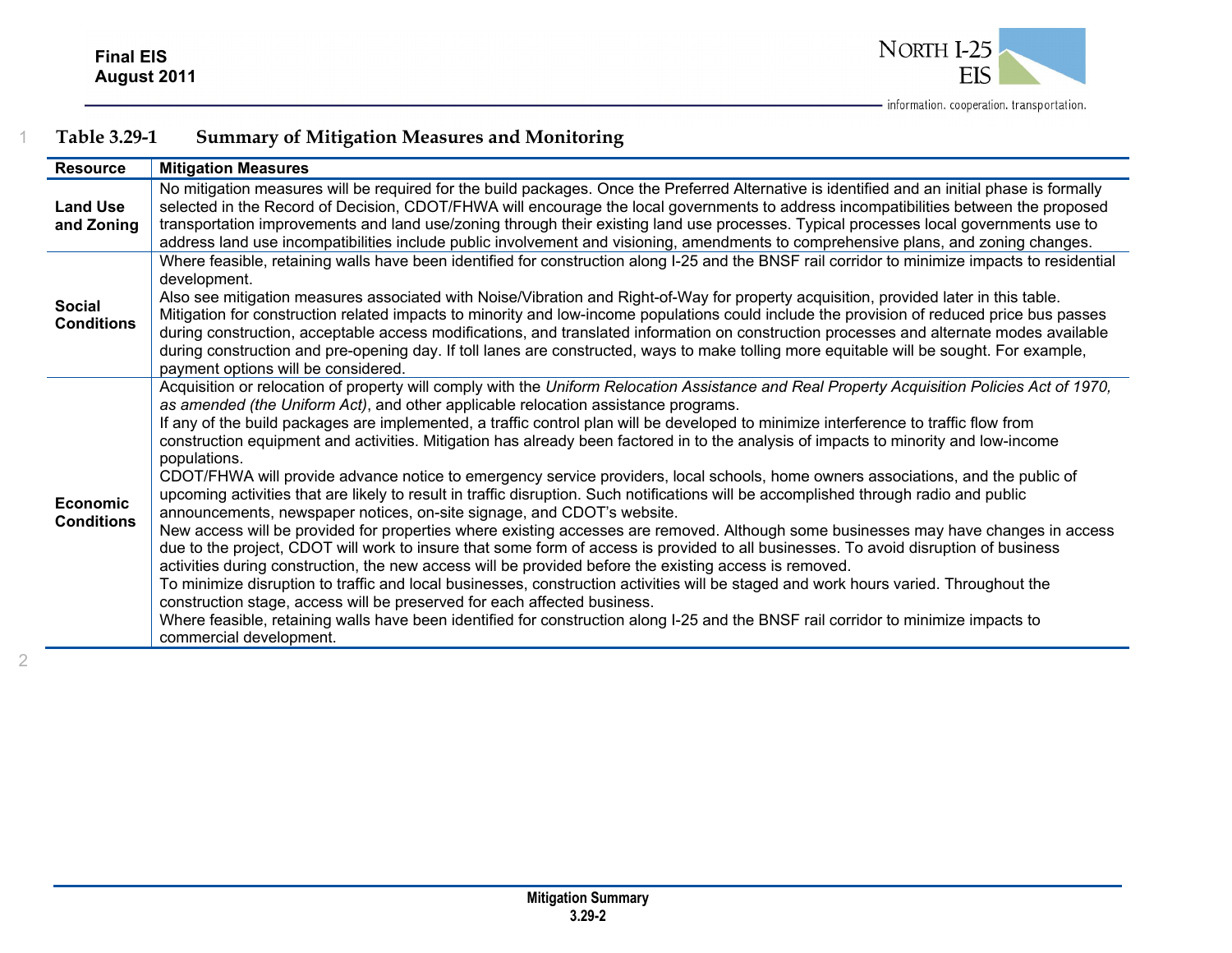**Table 3.29-1 Summary of Mitigation Measures and Monitoring**

| Resource | Mitigation Measures |
|---|---|
| **Land Use and Zoning** | No mitigation measures will be required for the build packages. Once the Preferred Alternative is identified and an initial phase is formally selected in the Record of Decision, CDOT/FHWA will encourage the local governments to address incompatibilities between the proposed transportation improvements and land use/zoning through their existing land use processes. Typical processes local governments use to address land use incompatibilities include public involvement and visioning, amendments to comprehensive plans, and zoning changes. |
| **Social Conditions** | Where feasible, retaining walls have been identified for construction along I-25 and the BNSF rail corridor to minimize impacts to residential development.<br>Also see mitigation measures associated with Noise/Vibration and Right-of-Way for property acquisition, provided later in this table.<br>Mitigation for construction related impacts to minority and low-income populations could include the provision of reduced price bus passes during construction, acceptable access modifications, and translated information on construction processes and alternate modes available during construction and pre-opening day. If toll lanes are constructed, ways to make tolling more equitable will be sought. For example, payment options will be considered. |
| **Economic Conditions** | Acquisition or relocation of property will comply with the *Uniform Relocation Assistance and Real Property Acquisition Policies Act of 1970, as amended (the Uniform Act)*, and other applicable relocation assistance programs.<br>If any of the build packages are implemented, a traffic control plan will be developed to minimize interference to traffic flow from construction equipment and activities. Mitigation has already been factored in to the analysis of impacts to minority and low-income populations.<br>CDOT/FHWA will provide advance notice to emergency service providers, local schools, home owners associations, and the public of upcoming activities that are likely to result in traffic disruption. Such notifications will be accomplished through radio and public announcements, newspaper notices, on-site signage, and CDOT's website.<br>New access will be provided for properties where existing accesses are removed. Although some businesses may have changes in access due to the project, CDOT will work to insure that some form of access is provided to all businesses. To avoid disruption of business activities during construction, the new access will be provided before the existing access is removed.<br>To minimize disruption to traffic and local businesses, construction activities will be staged and work hours varied. Throughout the construction stage, access will be preserved for each affected business.<br>Where feasible, retaining walls have been identified for construction along I-25 and the BNSF rail corridor to minimize impacts to commercial development. |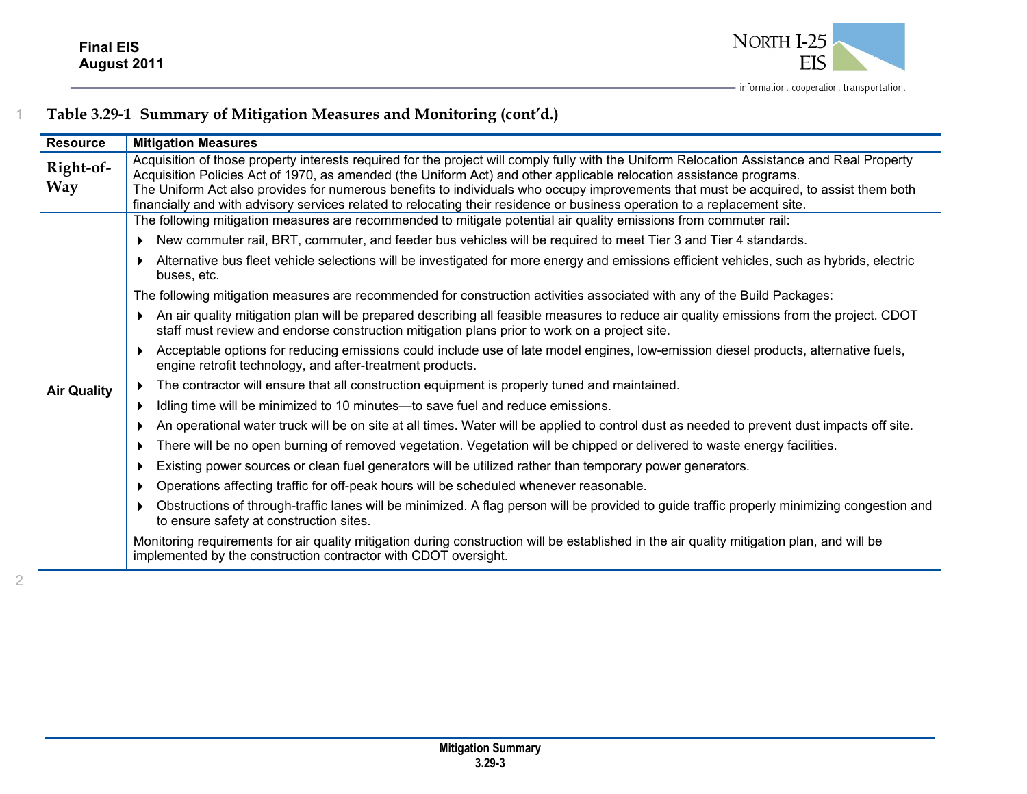**Table 3.29-1 Summary of Mitigation Measures and Monitoring (cont'd.)**

| Resource | Mitigation Measures |
|---|---|
| **Right-of-Way** | Acquisition of those property interests required for the project will comply fully with the Uniform Relocation Assistance and Real Property Acquisition Policies Act of 1970, as amended (the Uniform Act) and other applicable relocation assistance programs.<br>The Uniform Act also provides for numerous benefits to individuals who occupy improvements that must be acquired, to assist them both financially and with advisory services related to relocating their residence or business operation to a replacement site. |
| **Air Quality** | The following mitigation measures are recommended to mitigate potential air quality emissions from commuter rail:<br>▸ New commuter rail, BRT, commuter, and feeder bus vehicles will be required to meet Tier 3 and Tier 4 standards.<br>▸ Alternative bus fleet vehicle selections will be investigated for more energy and emissions efficient vehicles, such as hybrids, electric buses, etc.<br>The following mitigation measures are recommended for construction activities associated with any of the Build Packages:<br>▸ An air quality mitigation plan will be prepared describing all feasible measures to reduce air quality emissions from the project. CDOT staff must review and endorse construction mitigation plans prior to work on a project site.<br>▸ Acceptable options for reducing emissions could include use of late model engines, low-emission diesel products, alternative fuels, engine retrofit technology, and after-treatment products.<br>▸ The contractor will ensure that all construction equipment is properly tuned and maintained.<br>▸ Idling time will be minimized to 10 minutes—to save fuel and reduce emissions.<br>▸ An operational water truck will be on site at all times. Water will be applied to control dust as needed to prevent dust impacts off site.<br>▸ There will be no open burning of removed vegetation. Vegetation will be chipped or delivered to waste energy facilities.<br>▸ Existing power sources or clean fuel generators will be utilized rather than temporary power generators.<br>▸ Operations affecting traffic for off-peak hours will be scheduled whenever reasonable.<br>▸ Obstructions of through-traffic lanes will be minimized. A flag person will be provided to guide traffic properly minimizing congestion and to ensure safety at construction sites.<br>Monitoring requirements for air quality mitigation during construction will be established in the air quality mitigation plan, and will be implemented by the construction contractor with CDOT oversight. |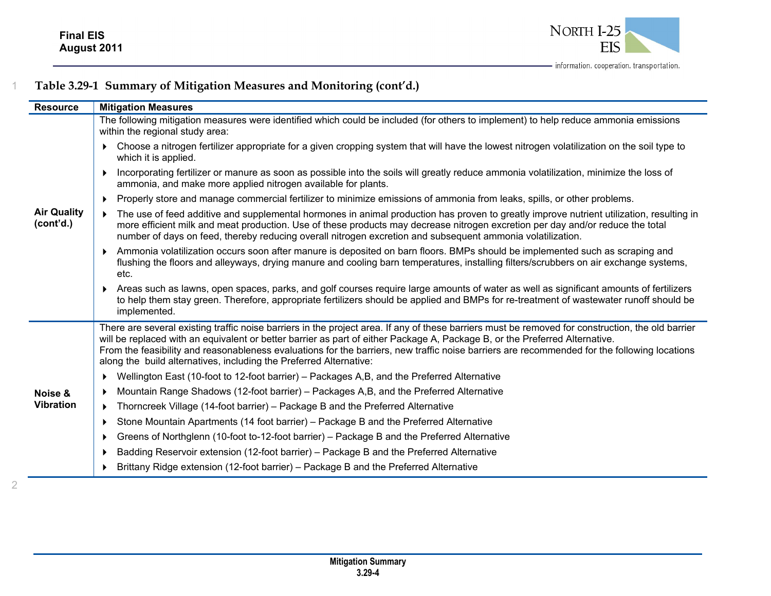**Table 3.29-1 Summary of Mitigation Measures and Monitoring (cont'd.)**

| Resource | Mitigation Measures |
|---|---|
| **Air Quality (cont'd.)** | The following mitigation measures were identified which could be included (for others to implement) to help reduce ammonia emissions within the regional study area:<br>▸ Choose a nitrogen fertilizer appropriate for a given cropping system that will have the lowest nitrogen volatilization on the soil type to which it is applied.<br>▸ Incorporating fertilizer or manure as soon as possible into the soils will greatly reduce ammonia volatilization, minimize the loss of ammonia, and make more applied nitrogen available for plants.<br>▸ Properly store and manage commercial fertilizer to minimize emissions of ammonia from leaks, spills, or other problems.<br>▸ The use of feed additive and supplemental hormones in animal production has proven to greatly improve nutrient utilization, resulting in more efficient milk and meat production. Use of these products may decrease nitrogen excretion per day and/or reduce the total number of days on feed, thereby reducing overall nitrogen excretion and subsequent ammonia volatilization.<br>▸ Ammonia volatilization occurs soon after manure is deposited on barn floors. BMPs should be implemented such as scraping and flushing the floors and alleyways, drying manure and cooling barn temperatures, installing filters/scrubbers on air exchange systems, etc.<br>▸ Areas such as lawns, open spaces, parks, and golf courses require large amounts of water as well as significant amounts of fertilizers to help them stay green. Therefore, appropriate fertilizers should be applied and BMPs for re-treatment of wastewater runoff should be implemented. |
| **Noise & Vibration** | There are several existing traffic noise barriers in the project area. If any of these barriers must be removed for construction, the old barrier will be replaced with an equivalent or better barrier as part of either Package A, Package B, or the Preferred Alternative.<br>From the feasibility and reasonableness evaluations for the barriers, new traffic noise barriers are recommended for the following locations along the build alternatives, including the Preferred Alternative:<br>▸ Wellington East (10-foot to 12-foot barrier) – Packages A,B, and the Preferred Alternative<br>▸ Mountain Range Shadows (12-foot barrier) – Packages A,B, and the Preferred Alternative<br>▸ Thorncreek Village (14-foot barrier) – Package B and the Preferred Alternative<br>▸ Stone Mountain Apartments (14 foot barrier) – Package B and the Preferred Alternative<br>▸ Greens of Northglenn (10-foot to-12-foot barrier) – Package B and the Preferred Alternative<br>▸ Badding Reservoir extension (12-foot barrier) – Package B and the Preferred Alternative<br>▸ Brittany Ridge extension (12-foot barrier) – Package B and the Preferred Alternative |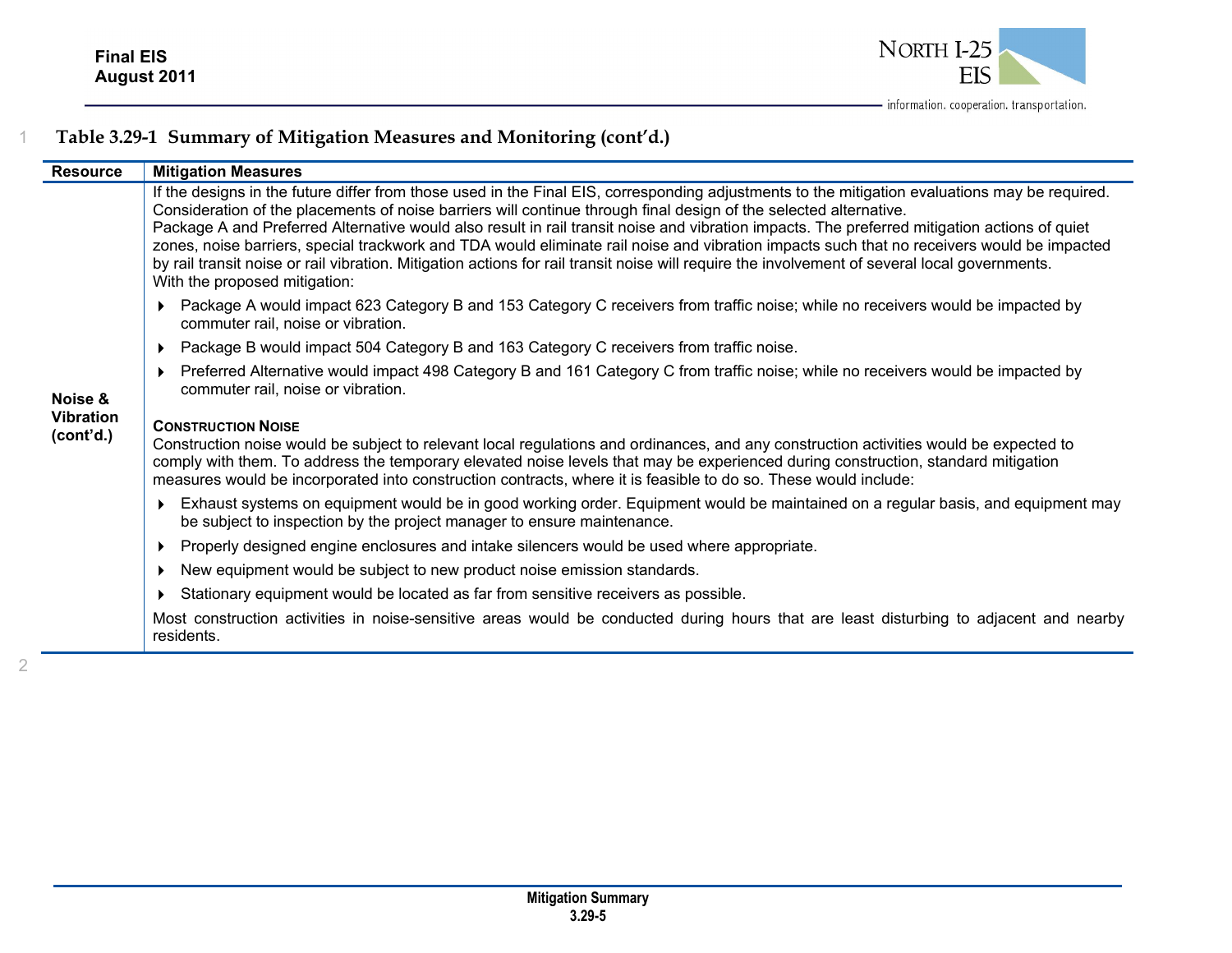**Table 3.29-1 Summary of Mitigation Measures and Monitoring (cont'd.)**

| Resource | Mitigation Measures |
|---|---|
| Noise & Vibration (cont'd.) | If the designs in the future differ from those used in the Final EIS, corresponding adjustments to the mitigation evaluations may be required. Consideration of the placements of noise barriers will continue through final design of the selected alternative.<br>Package A and Preferred Alternative would also result in rail transit noise and vibration impacts. The preferred mitigation actions of quiet zones, noise barriers, special trackwork and TDA would eliminate rail noise and vibration impacts such that no receivers would be impacted by rail transit noise or rail vibration. Mitigation actions for rail transit noise will require the involvement of several local governments.<br>With the proposed mitigation:<br>▸ Package A would impact 623 Category B and 153 Category C receivers from traffic noise; while no receivers would be impacted by commuter rail, noise or vibration.<br>▸ Package B would impact 504 Category B and 163 Category C receivers from traffic noise.<br>▸ Preferred Alternative would impact 498 Category B and 161 Category C from traffic noise; while no receivers would be impacted by commuter rail, noise or vibration.<br><br>**CONSTRUCTION NOISE**<br>Construction noise would be subject to relevant local regulations and ordinances, and any construction activities would be expected to comply with them. To address the temporary elevated noise levels that may be experienced during construction, standard mitigation measures would be incorporated into construction contracts, where it is feasible to do so. These would include:<br>▸ Exhaust systems on equipment would be in good working order. Equipment would be maintained on a regular basis, and equipment may be subject to inspection by the project manager to ensure maintenance.<br>▸ Properly designed engine enclosures and intake silencers would be used where appropriate.<br>▸ New equipment would be subject to new product noise emission standards.<br>▸ Stationary equipment would be located as far from sensitive receivers as possible.<br>Most construction activities in noise-sensitive areas would be conducted during hours that are least disturbing to adjacent and nearby residents. |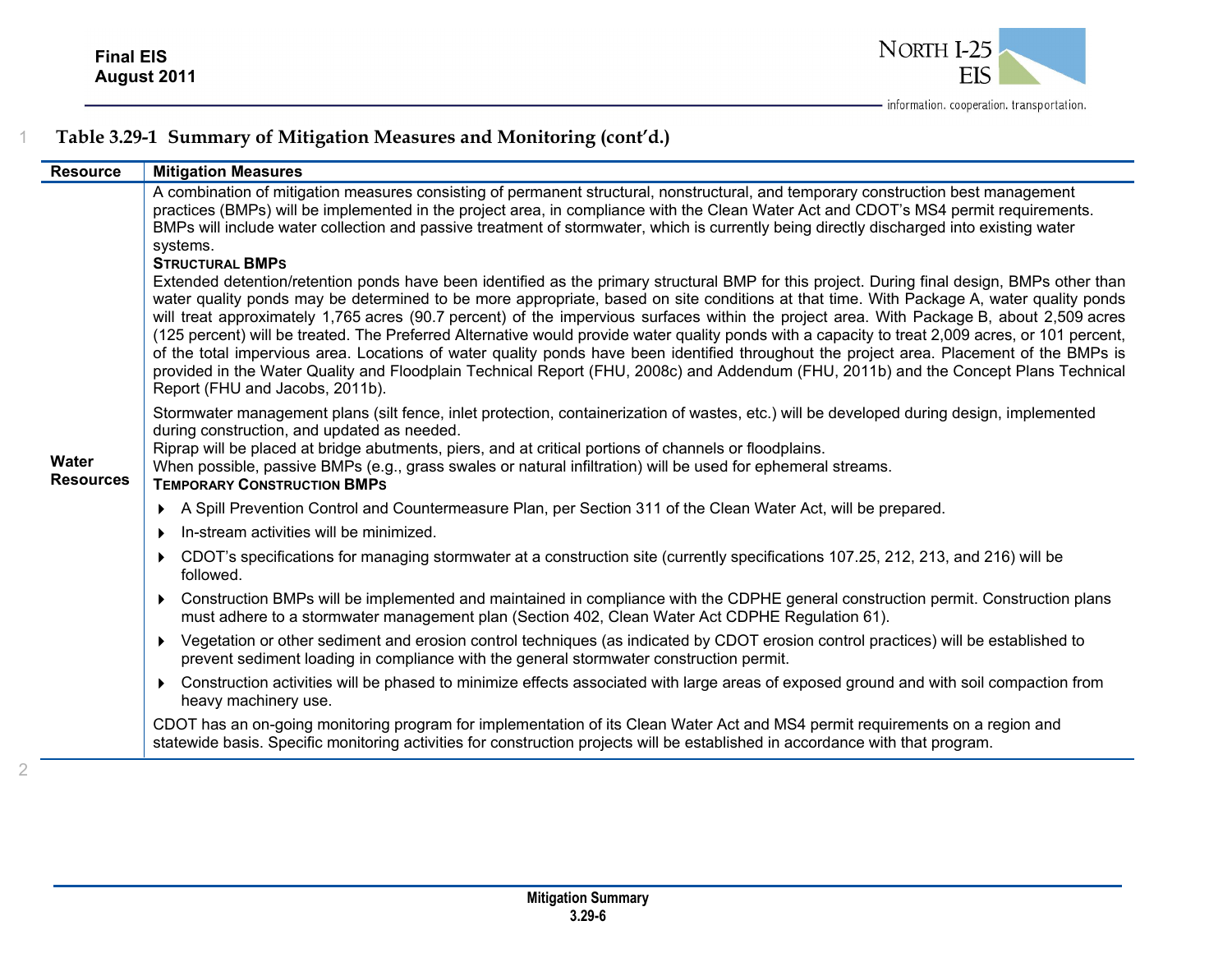**Table 3.29-1 Summary of Mitigation Measures and Monitoring (cont'd.)**

| Resource | Mitigation Measures |
|---|---|
| Water Resources | A combination of mitigation measures consisting of permanent structural, nonstructural, and temporary construction best management practices (BMPs) will be implemented in the project area, in compliance with the Clean Water Act and CDOT's MS4 permit requirements. BMPs will include water collection and passive treatment of stormwater, which is currently being directly discharged into existing water systems.<br>**STRUCTURAL BMPS**<br>Extended detention/retention ponds have been identified as the primary structural BMP for this project. During final design, BMPs other than water quality ponds may be determined to be more appropriate, based on site conditions at that time. With Package A, water quality ponds will treat approximately 1,765 acres (90.7 percent) of the impervious surfaces within the project area. With Package B, about 2,509 acres (125 percent) will be treated. The Preferred Alternative would provide water quality ponds with a capacity to treat 2,009 acres, or 101 percent, of the total impervious area. Locations of water quality ponds have been identified throughout the project area. Placement of the BMPs is provided in the Water Quality and Floodplain Technical Report (FHU, 2008c) and Addendum (FHU, 2011b) and the Concept Plans Technical Report (FHU and Jacobs, 2011b).<br>Stormwater management plans (silt fence, inlet protection, containerization of wastes, etc.) will be developed during design, implemented during construction, and updated as needed.<br>Riprap will be placed at bridge abutments, piers, and at critical portions of channels or floodplains.<br>When possible, passive BMPs (e.g., grass swales or natural infiltration) will be used for ephemeral streams.<br>**TEMPORARY CONSTRUCTION BMPS**<br>▸ A Spill Prevention Control and Countermeasure Plan, per Section 311 of the Clean Water Act, will be prepared.<br>▸ In-stream activities will be minimized.<br>▸ CDOT's specifications for managing stormwater at a construction site (currently specifications 107.25, 212, 213, and 216) will be followed.<br>▸ Construction BMPs will be implemented and maintained in compliance with the CDPHE general construction permit. Construction plans must adhere to a stormwater management plan (Section 402, Clean Water Act CDPHE Regulation 61).<br>▸ Vegetation or other sediment and erosion control techniques (as indicated by CDOT erosion control practices) will be established to prevent sediment loading in compliance with the general stormwater construction permit.<br>▸ Construction activities will be phased to minimize effects associated with large areas of exposed ground and with soil compaction from heavy machinery use.<br>CDOT has an on-going monitoring program for implementation of its Clean Water Act and MS4 permit requirements on a region and statewide basis. Specific monitoring activities for construction projects will be established in accordance with that program. |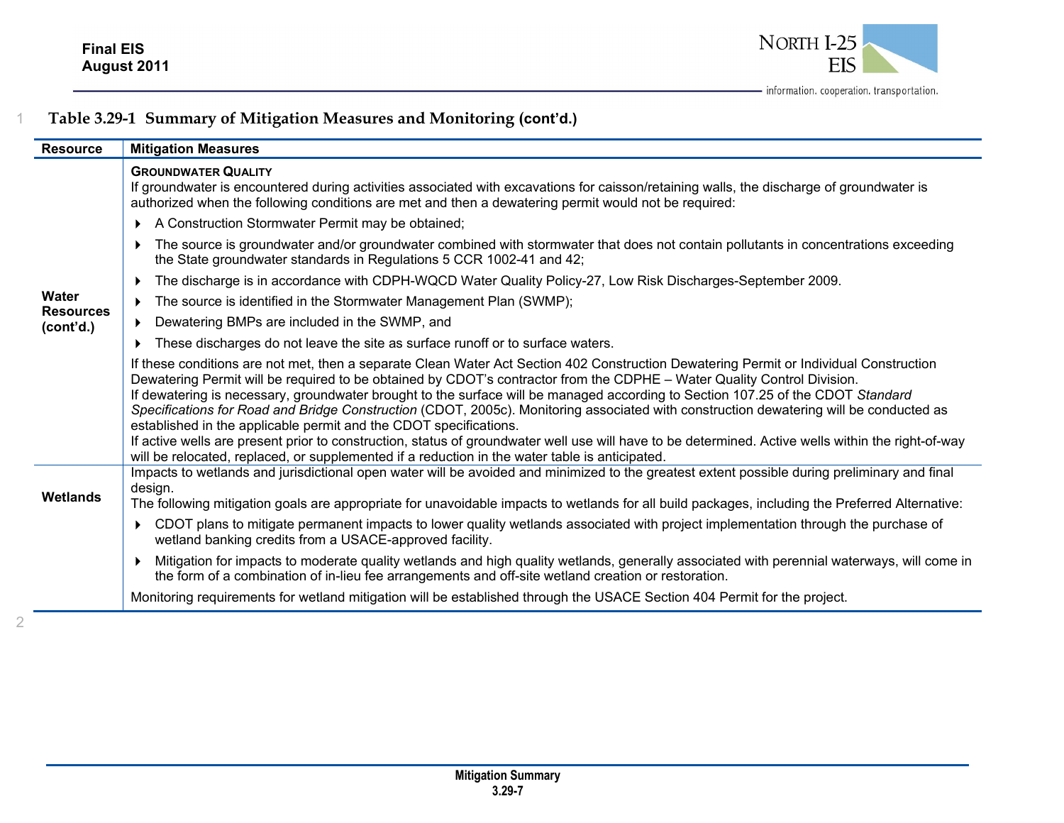**Table 3.29-1 Summary of Mitigation Measures and Monitoring (cont'd.)**

| Resource | Mitigation Measures |
|---|---|
| Water Resources (cont'd.) | **GROUNDWATER QUALITY**<br>If groundwater is encountered during activities associated with excavations for caisson/retaining walls, the discharge of groundwater is authorized when the following conditions are met and then a dewatering permit would not be required:<br>▸ A Construction Stormwater Permit may be obtained;<br>▸ The source is groundwater and/or groundwater combined with stormwater that does not contain pollutants in concentrations exceeding the State groundwater standards in Regulations 5 CCR 1002-41 and 42;<br>▸ The discharge is in accordance with CDPH-WQCD Water Quality Policy-27, Low Risk Discharges-September 2009.<br>▸ The source is identified in the Stormwater Management Plan (SWMP);<br>▸ Dewatering BMPs are included in the SWMP, and<br>▸ These discharges do not leave the site as surface runoff or to surface waters.<br>If these conditions are not met, then a separate Clean Water Act Section 402 Construction Dewatering Permit or Individual Construction Dewatering Permit will be required to be obtained by CDOT's contractor from the CDPHE – Water Quality Control Division.<br>If dewatering is necessary, groundwater brought to the surface will be managed according to Section 107.25 of the CDOT *Standard Specifications for Road and Bridge Construction* (CDOT, 2005c). Monitoring associated with construction dewatering will be conducted as established in the applicable permit and the CDOT specifications.<br>If active wells are present prior to construction, status of groundwater well use will have to be determined. Active wells within the right-of-way will be relocated, replaced, or supplemented if a reduction in the water table is anticipated. |
| Wetlands | Impacts to wetlands and jurisdictional open water will be avoided and minimized to the greatest extent possible during preliminary and final design.<br>The following mitigation goals are appropriate for unavoidable impacts to wetlands for all build packages, including the Preferred Alternative:<br>▸ CDOT plans to mitigate permanent impacts to lower quality wetlands associated with project implementation through the purchase of wetland banking credits from a USACE-approved facility.<br>▸ Mitigation for impacts to moderate quality wetlands and high quality wetlands, generally associated with perennial waterways, will come in the form of a combination of in-lieu fee arrangements and off-site wetland creation or restoration.<br>Monitoring requirements for wetland mitigation will be established through the USACE Section 404 Permit for the project. |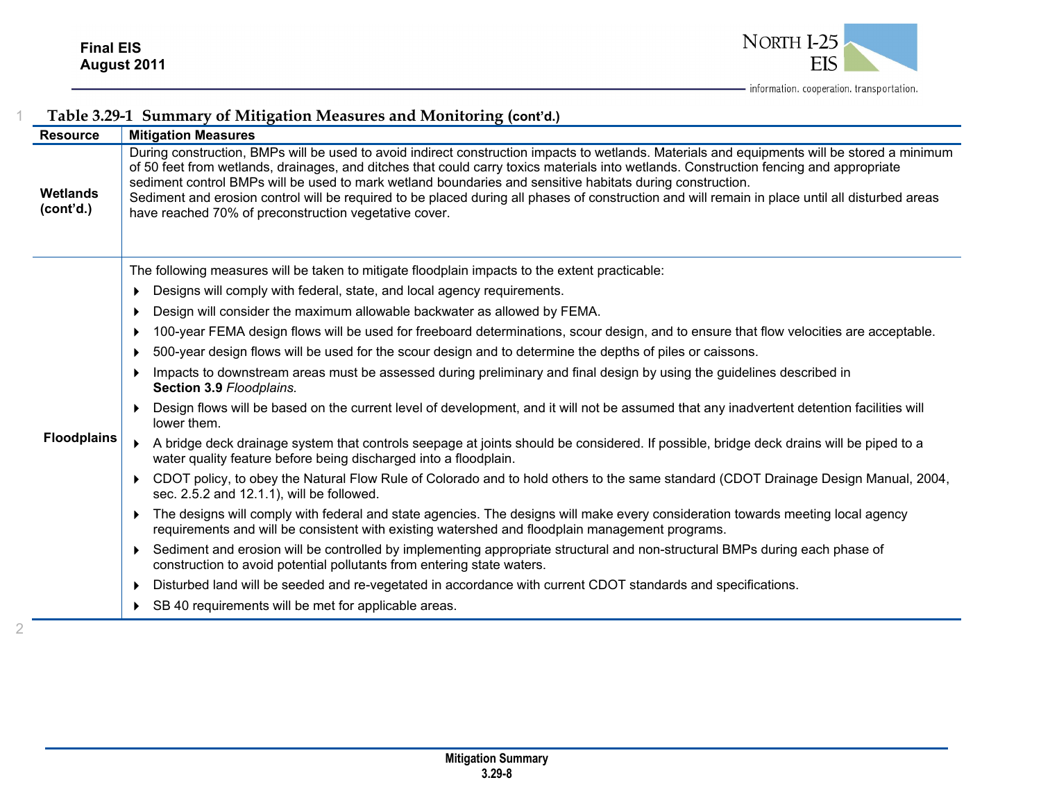**Table 3.29-1 Summary of Mitigation Measures and Monitoring (cont'd.)**

| Resource | Mitigation Measures |
|---|---|
| **Wetlands (cont'd.)** | During construction, BMPs will be used to avoid indirect construction impacts to wetlands. Materials and equipments will be stored a minimum of 50 feet from wetlands, drainages, and ditches that could carry toxics materials into wetlands. Construction fencing and appropriate sediment control BMPs will be used to mark wetland boundaries and sensitive habitats during construction.<br>Sediment and erosion control will be required to be placed during all phases of construction and will remain in place until all disturbed areas have reached 70% of preconstruction vegetative cover. |
| **Floodplains** | The following measures will be taken to mitigate floodplain impacts to the extent practicable:<br>▸ Designs will comply with federal, state, and local agency requirements.<br>▸ Design will consider the maximum allowable backwater as allowed by FEMA.<br>▸ 100-year FEMA design flows will be used for freeboard determinations, scour design, and to ensure that flow velocities are acceptable.<br>▸ 500-year design flows will be used for the scour design and to determine the depths of piles or caissons.<br>▸ Impacts to downstream areas must be assessed during preliminary and final design by using the guidelines described in **Section 3.9** *Floodplains*.<br>▸ Design flows will be based on the current level of development, and it will not be assumed that any inadvertent detention facilities will lower them.<br>▸ A bridge deck drainage system that controls seepage at joints should be considered. If possible, bridge deck drains will be piped to a water quality feature before being discharged into a floodplain.<br>▸ CDOT policy, to obey the Natural Flow Rule of Colorado and to hold others to the same standard (CDOT Drainage Design Manual, 2004, sec. 2.5.2 and 12.1.1), will be followed.<br>▸ The designs will comply with federal and state agencies. The designs will make every consideration towards meeting local agency requirements and will be consistent with existing watershed and floodplain management programs.<br>▸ Sediment and erosion will be controlled by implementing appropriate structural and non-structural BMPs during each phase of construction to avoid potential pollutants from entering state waters.<br>▸ Disturbed land will be seeded and re-vegetated in accordance with current CDOT standards and specifications.<br>▸ SB 40 requirements will be met for applicable areas. |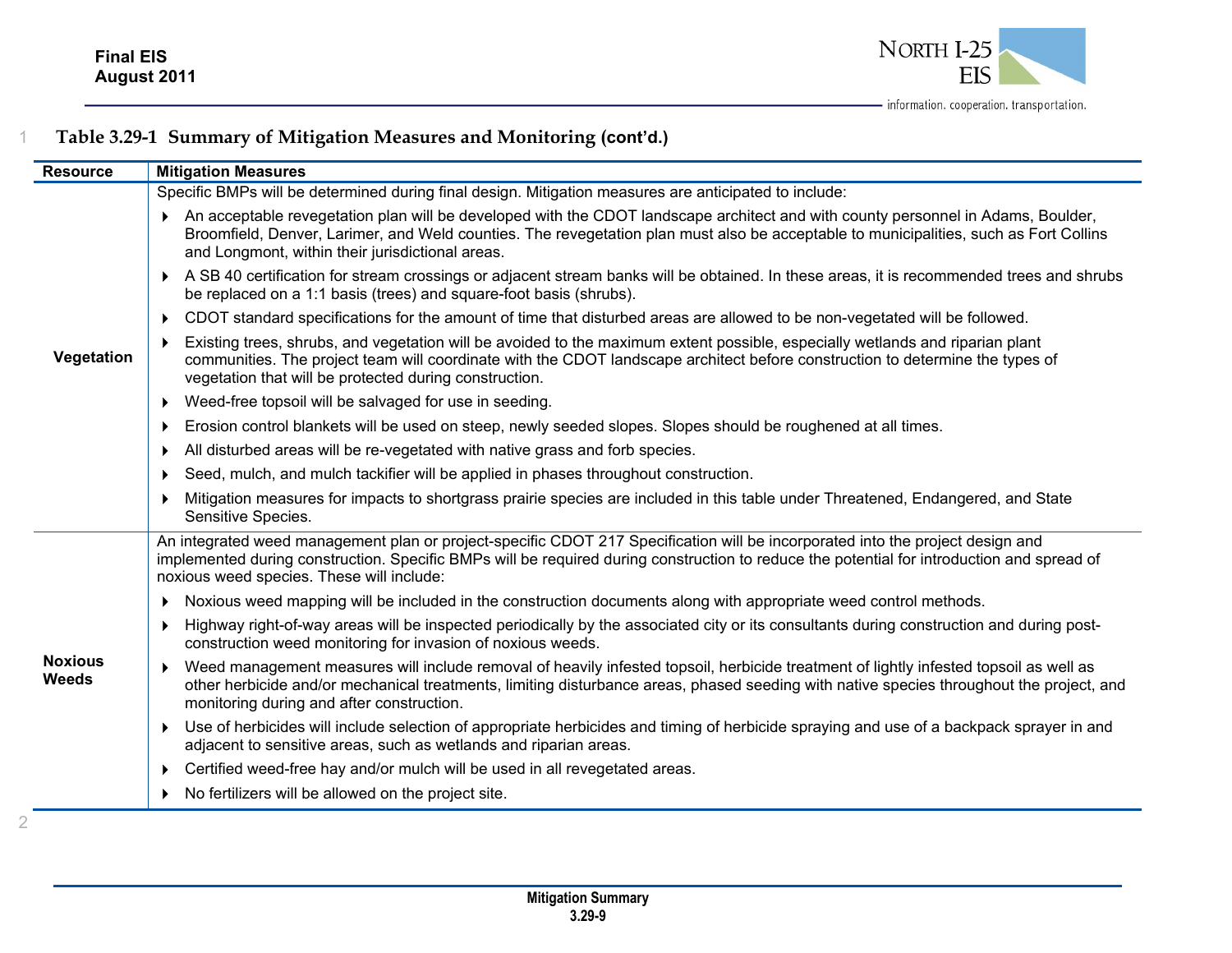**Table 3.29-1 Summary of Mitigation Measures and Monitoring (cont'd.)**

| Resource | Mitigation Measures |
|---|---|
| **Vegetation** | Specific BMPs will be determined during final design. Mitigation measures are anticipated to include:<br>▸ An acceptable revegetation plan will be developed with the CDOT landscape architect and with county personnel in Adams, Boulder, Broomfield, Denver, Larimer, and Weld counties. The revegetation plan must also be acceptable to municipalities, such as Fort Collins and Longmont, within their jurisdictional areas.<br>▸ A SB 40 certification for stream crossings or adjacent stream banks will be obtained. In these areas, it is recommended trees and shrubs be replaced on a 1:1 basis (trees) and square-foot basis (shrubs).<br>▸ CDOT standard specifications for the amount of time that disturbed areas are allowed to be non-vegetated will be followed.<br>▸ Existing trees, shrubs, and vegetation will be avoided to the maximum extent possible, especially wetlands and riparian plant communities. The project team will coordinate with the CDOT landscape architect before construction to determine the types of vegetation that will be protected during construction.<br>▸ Weed-free topsoil will be salvaged for use in seeding.<br>▸ Erosion control blankets will be used on steep, newly seeded slopes. Slopes should be roughened at all times.<br>▸ All disturbed areas will be re-vegetated with native grass and forb species.<br>▸ Seed, mulch, and mulch tackifier will be applied in phases throughout construction.<br>▸ Mitigation measures for impacts to shortgrass prairie species are included in this table under Threatened, Endangered, and State Sensitive Species. |
| **Noxious Weeds** | An integrated weed management plan or project-specific CDOT 217 Specification will be incorporated into the project design and implemented during construction. Specific BMPs will be required during construction to reduce the potential for introduction and spread of noxious weed species. These will include:<br>▸ Noxious weed mapping will be included in the construction documents along with appropriate weed control methods.<br>▸ Highway right-of-way areas will be inspected periodically by the associated city or its consultants during construction and during post-construction weed monitoring for invasion of noxious weeds.<br>▸ Weed management measures will include removal of heavily infested topsoil, herbicide treatment of lightly infested topsoil as well as other herbicide and/or mechanical treatments, limiting disturbance areas, phased seeding with native species throughout the project, and monitoring during and after construction.<br>▸ Use of herbicides will include selection of appropriate herbicides and timing of herbicide spraying and use of a backpack sprayer in and adjacent to sensitive areas, such as wetlands and riparian areas.<br>▸ Certified weed-free hay and/or mulch will be used in all revegetated areas.<br>▸ No fertilizers will be allowed on the project site. |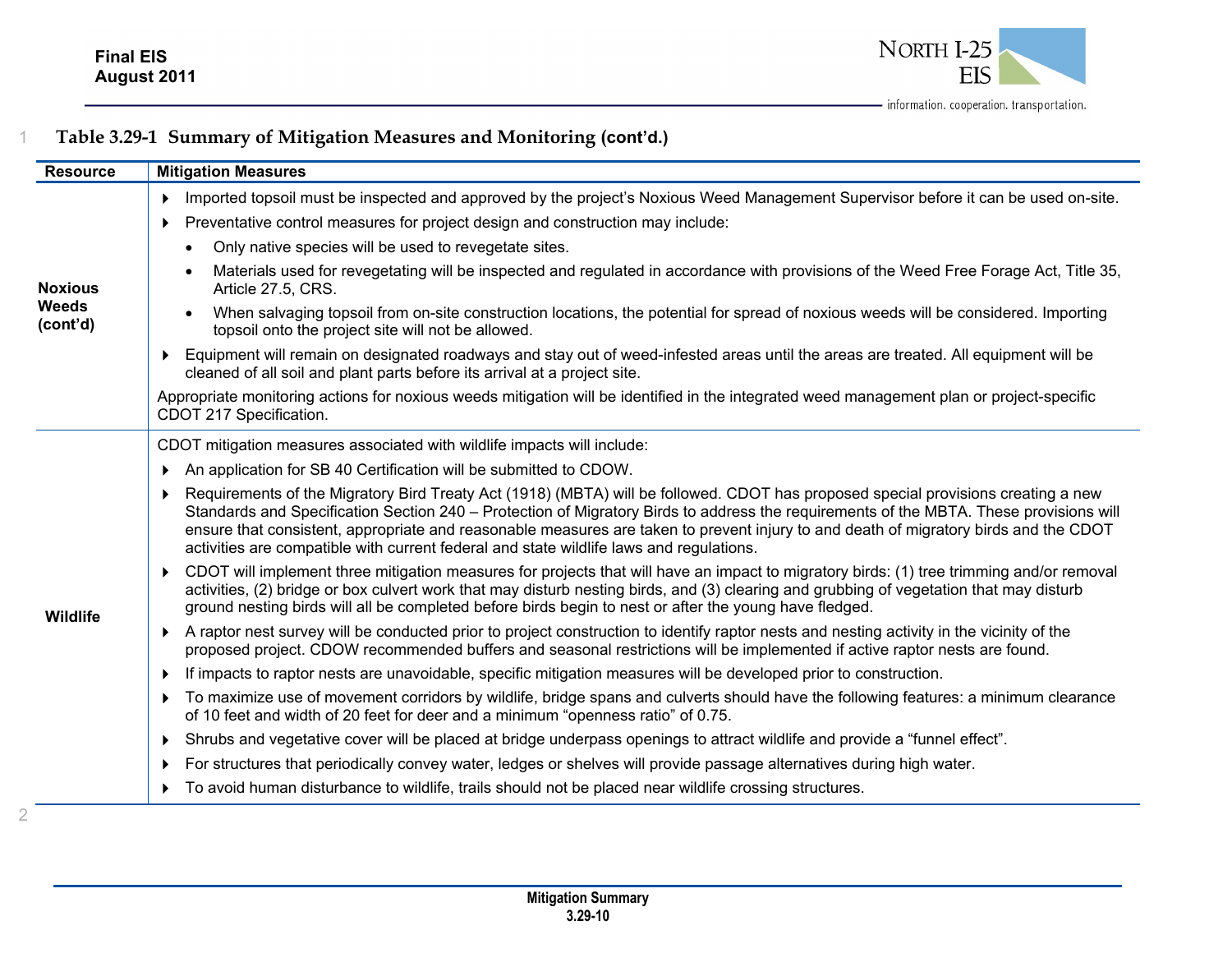**Table 3.29-1 Summary of Mitigation Measures and Monitoring (cont'd.)**

| Resource | Mitigation Measures |
|---|---|
| **Noxious Weeds (cont'd)** | ▸ Imported topsoil must be inspected and approved by the project's Noxious Weed Management Supervisor before it can be used on-site.<br>▸ Preventative control measures for project design and construction may include:<br>• Only native species will be used to revegetate sites.<br>• Materials used for revegetating will be inspected and regulated in accordance with provisions of the Weed Free Forage Act, Title 35, Article 27.5, CRS.<br>• When salvaging topsoil from on-site construction locations, the potential for spread of noxious weeds will be considered. Importing topsoil onto the project site will not be allowed.<br>▸ Equipment will remain on designated roadways and stay out of weed-infested areas until the areas are treated. All equipment will be cleaned of all soil and plant parts before its arrival at a project site.<br>Appropriate monitoring actions for noxious weeds mitigation will be identified in the integrated weed management plan or project-specific CDOT 217 Specification. |
| **Wildlife** | CDOT mitigation measures associated with wildlife impacts will include:<br>▸ An application for SB 40 Certification will be submitted to CDOW.<br>▸ Requirements of the Migratory Bird Treaty Act (1918) (MBTA) will be followed. CDOT has proposed special provisions creating a new Standards and Specification Section 240 – Protection of Migratory Birds to address the requirements of the MBTA. These provisions will ensure that consistent, appropriate and reasonable measures are taken to prevent injury to and death of migratory birds and the CDOT activities are compatible with current federal and state wildlife laws and regulations.<br>▸ CDOT will implement three mitigation measures for projects that will have an impact to migratory birds: (1) tree trimming and/or removal activities, (2) bridge or box culvert work that may disturb nesting birds, and (3) clearing and grubbing of vegetation that may disturb ground nesting birds will all be completed before birds begin to nest or after the young have fledged.<br>▸ A raptor nest survey will be conducted prior to project construction to identify raptor nests and nesting activity in the vicinity of the proposed project. CDOW recommended buffers and seasonal restrictions will be implemented if active raptor nests are found.<br>▸ If impacts to raptor nests are unavoidable, specific mitigation measures will be developed prior to construction.<br>▸ To maximize use of movement corridors by wildlife, bridge spans and culverts should have the following features: a minimum clearance of 10 feet and width of 20 feet for deer and a minimum "openness ratio" of 0.75.<br>▸ Shrubs and vegetative cover will be placed at bridge underpass openings to attract wildlife and provide a "funnel effect".<br>▸ For structures that periodically convey water, ledges or shelves will provide passage alternatives during high water.<br>▸ To avoid human disturbance to wildlife, trails should not be placed near wildlife crossing structures. |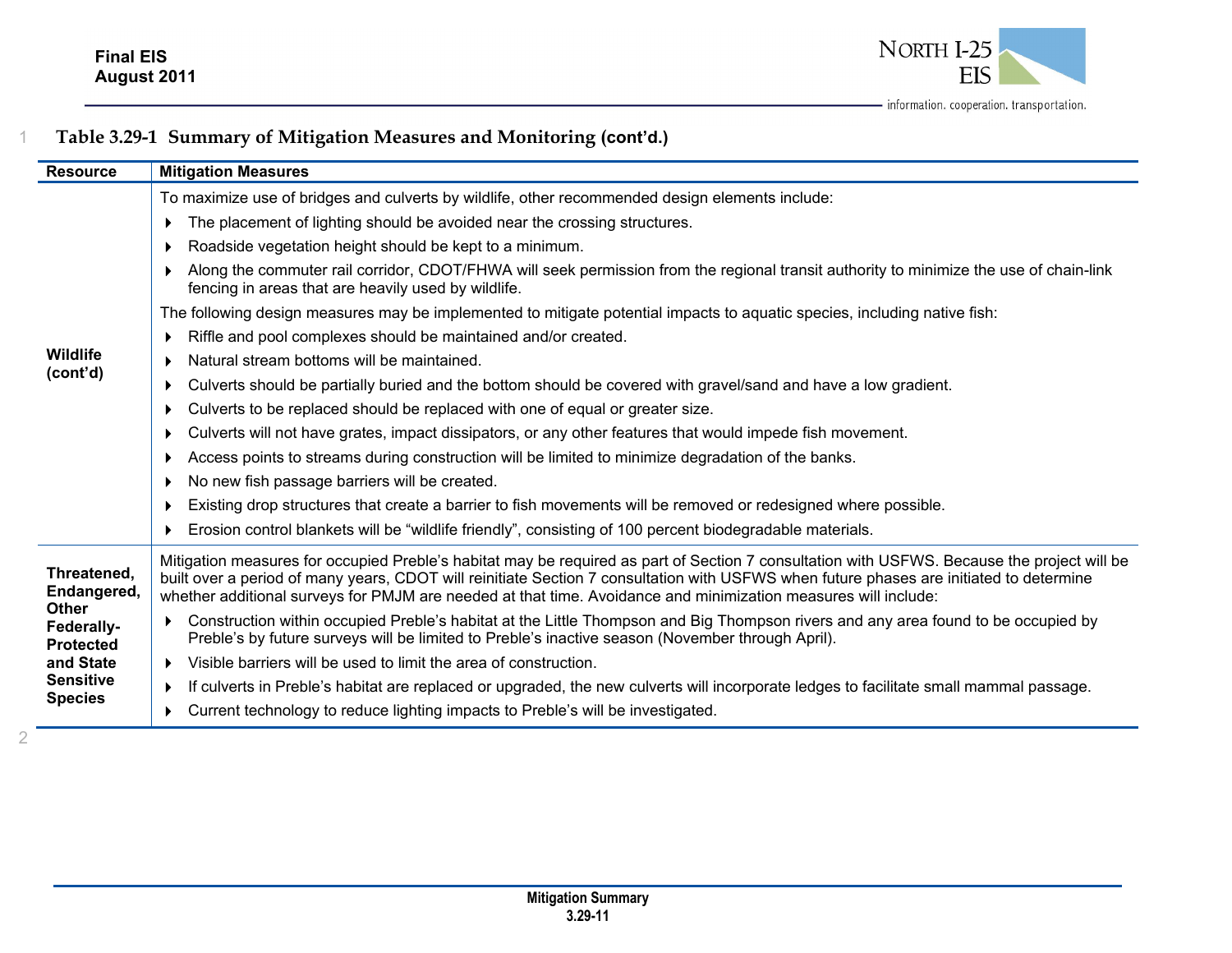**Table 3.29-1 Summary of Mitigation Measures and Monitoring (cont'd.)**

| Resource | Mitigation Measures |
|---|---|
| **Wildlife (cont'd)** | To maximize use of bridges and culverts by wildlife, other recommended design elements include:<br>▸ The placement of lighting should be avoided near the crossing structures.<br>▸ Roadside vegetation height should be kept to a minimum.<br>▸ Along the commuter rail corridor, CDOT/FHWA will seek permission from the regional transit authority to minimize the use of chain-link fencing in areas that are heavily used by wildlife.<br>The following design measures may be implemented to mitigate potential impacts to aquatic species, including native fish:<br>▸ Riffle and pool complexes should be maintained and/or created.<br>▸ Natural stream bottoms will be maintained.<br>▸ Culverts should be partially buried and the bottom should be covered with gravel/sand and have a low gradient.<br>▸ Culverts to be replaced should be replaced with one of equal or greater size.<br>▸ Culverts will not have grates, impact dissipators, or any other features that would impede fish movement.<br>▸ Access points to streams during construction will be limited to minimize degradation of the banks.<br>▸ No new fish passage barriers will be created.<br>▸ Existing drop structures that create a barrier to fish movements will be removed or redesigned where possible.<br>▸ Erosion control blankets will be "wildlife friendly", consisting of 100 percent biodegradable materials. |
| **Threatened, Endangered, Other Federally-Protected and State Sensitive Species** | Mitigation measures for occupied Preble's habitat may be required as part of Section 7 consultation with USFWS. Because the project will be built over a period of many years, CDOT will reinitiate Section 7 consultation with USFWS when future phases are initiated to determine whether additional surveys for PMJM are needed at that time. Avoidance and minimization measures will include:<br>▸ Construction within occupied Preble's habitat at the Little Thompson and Big Thompson rivers and any area found to be occupied by Preble's by future surveys will be limited to Preble's inactive season (November through April).<br>▸ Visible barriers will be used to limit the area of construction.<br>▸ If culverts in Preble's habitat are replaced or upgraded, the new culverts will incorporate ledges to facilitate small mammal passage.<br>▸ Current technology to reduce lighting impacts to Preble's will be investigated. |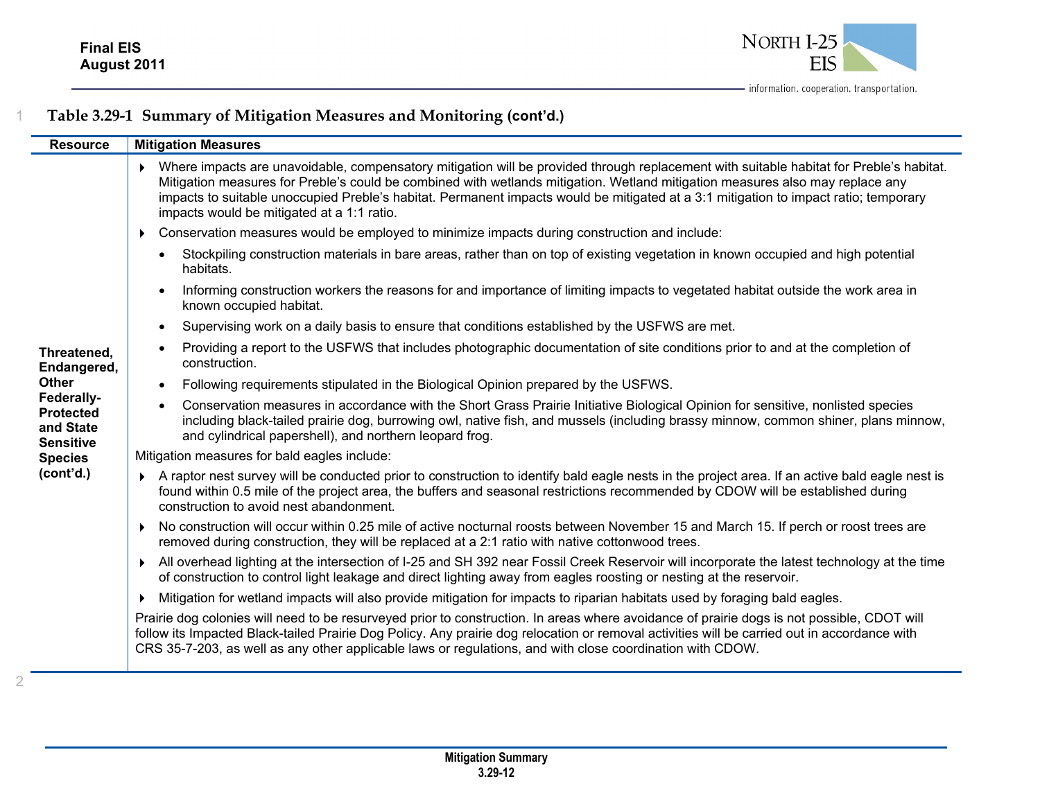**Table 3.29-1 Summary of Mitigation Measures and Monitoring (cont'd.)**

| Resource | Mitigation Measures |
|---|---|
| **Threatened, Endangered, Other Federally-Protected and State Sensitive Species (cont'd.)** | ▸ Where impacts are unavoidable, compensatory mitigation will be provided through replacement with suitable habitat for Preble's habitat. Mitigation measures for Preble's could be combined with wetlands mitigation. Wetland mitigation measures also may replace any impacts to suitable unoccupied Preble's habitat. Permanent impacts would be mitigated at a 3:1 mitigation to impact ratio; temporary impacts would be mitigated at a 1:1 ratio.<br>▸ Conservation measures would be employed to minimize impacts during construction and include:<br>• Stockpiling construction materials in bare areas, rather than on top of existing vegetation in known occupied and high potential habitats.<br>• Informing construction workers the reasons for and importance of limiting impacts to vegetated habitat outside the work area in known occupied habitat.<br>• Supervising work on a daily basis to ensure that conditions established by the USFWS are met.<br>• Providing a report to the USFWS that includes photographic documentation of site conditions prior to and at the completion of construction.<br>• Following requirements stipulated in the Biological Opinion prepared by the USFWS.<br>• Conservation measures in accordance with the Short Grass Prairie Initiative Biological Opinion for sensitive, nonlisted species including black-tailed prairie dog, burrowing owl, native fish, and mussels (including brassy minnow, common shiner, plans minnow, and cylindrical papershell), and northern leopard frog.<br>Mitigation measures for bald eagles include:<br>▸ A raptor nest survey will be conducted prior to construction to identify bald eagle nests in the project area. If an active bald eagle nest is found within 0.5 mile of the project area, the buffers and seasonal restrictions recommended by CDOW will be established during construction to avoid nest abandonment.<br>▸ No construction will occur within 0.25 mile of active nocturnal roosts between November 15 and March 15. If perch or roost trees are removed during construction, they will be replaced at a 2:1 ratio with native cottonwood trees.<br>▸ All overhead lighting at the intersection of I-25 and SH 392 near Fossil Creek Reservoir will incorporate the latest technology at the time of construction to control light leakage and direct lighting away from eagles roosting or nesting at the reservoir.<br>▸ Mitigation for wetland impacts will also provide mitigation for impacts to riparian habitats used by foraging bald eagles.<br>Prairie dog colonies will need to be resurveyed prior to construction. In areas where avoidance of prairie dogs is not possible, CDOT will follow its Impacted Black-tailed Prairie Dog Policy. Any prairie dog relocation or removal activities will be carried out in accordance with CRS 35-7-203, as well as any other applicable laws or regulations, and with close coordination with CDOW. |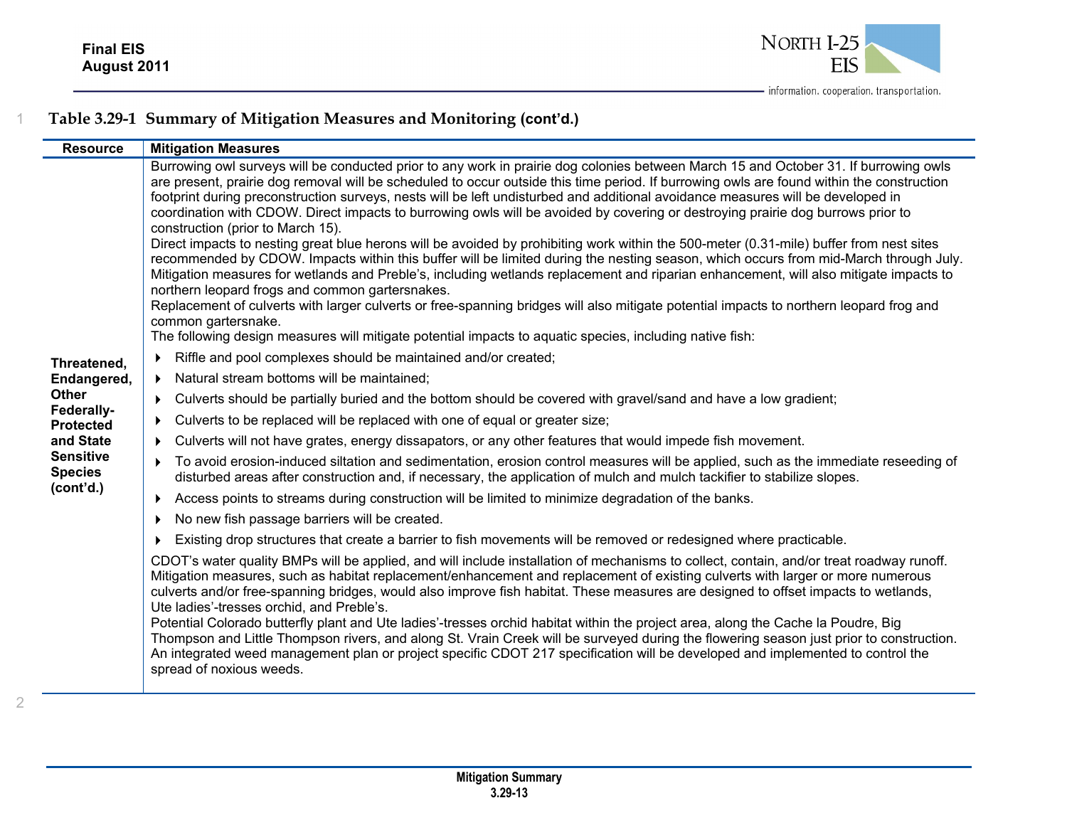**Table 3.29-1 Summary of Mitigation Measures and Monitoring (cont'd.)**

| Resource | Mitigation Measures |
|---|---|
| Threatened, Endangered, Other Federally-Protected and State Sensitive Species (cont'd.) | Burrowing owl surveys will be conducted prior to any work in prairie dog colonies between March 15 and October 31. If burrowing owls are present, prairie dog removal will be scheduled to occur outside this time period. If burrowing owls are found within the construction footprint during preconstruction surveys, nests will be left undisturbed and additional avoidance measures will be developed in coordination with CDOW. Direct impacts to burrowing owls will be avoided by covering or destroying prairie dog burrows prior to construction (prior to March 15).<br>Direct impacts to nesting great blue herons will be avoided by prohibiting work within the 500-meter (0.31-mile) buffer from nest sites recommended by CDOW. Impacts within this buffer will be limited during the nesting season, which occurs from mid-March through July.<br>Mitigation measures for wetlands and Preble's, including wetlands replacement and riparian enhancement, will also mitigate impacts to northern leopard frogs and common gartersnakes.<br>Replacement of culverts with larger culverts or free-spanning bridges will also mitigate potential impacts to northern leopard frog and common gartersnake.<br>The following design measures will mitigate potential impacts to aquatic species, including native fish:<br>▸ Riffle and pool complexes should be maintained and/or created;<br>▸ Natural stream bottoms will be maintained;<br>▸ Culverts should be partially buried and the bottom should be covered with gravel/sand and have a low gradient;<br>▸ Culverts to be replaced will be replaced with one of equal or greater size;<br>▸ Culverts will not have grates, energy dissapators, or any other features that would impede fish movement.<br>▸ To avoid erosion-induced siltation and sedimentation, erosion control measures will be applied, such as the immediate reseeding of disturbed areas after construction and, if necessary, the application of mulch and mulch tackifier to stabilize slopes.<br>▸ Access points to streams during construction will be limited to minimize degradation of the banks.<br>▸ No new fish passage barriers will be created.<br>▸ Existing drop structures that create a barrier to fish movements will be removed or redesigned where practicable.<br>CDOT's water quality BMPs will be applied, and will include installation of mechanisms to collect, contain, and/or treat roadway runoff.<br>Mitigation measures, such as habitat replacement/enhancement and replacement of existing culverts with larger or more numerous culverts and/or free-spanning bridges, would also improve fish habitat. These measures are designed to offset impacts to wetlands, Ute ladies'-tresses orchid, and Preble's.<br>Potential Colorado butterfly plant and Ute ladies'-tresses orchid habitat within the project area, along the Cache la Poudre, Big Thompson and Little Thompson rivers, and along St. Vrain Creek will be surveyed during the flowering season just prior to construction.<br>An integrated weed management plan or project specific CDOT 217 specification will be developed and implemented to control the spread of noxious weeds. |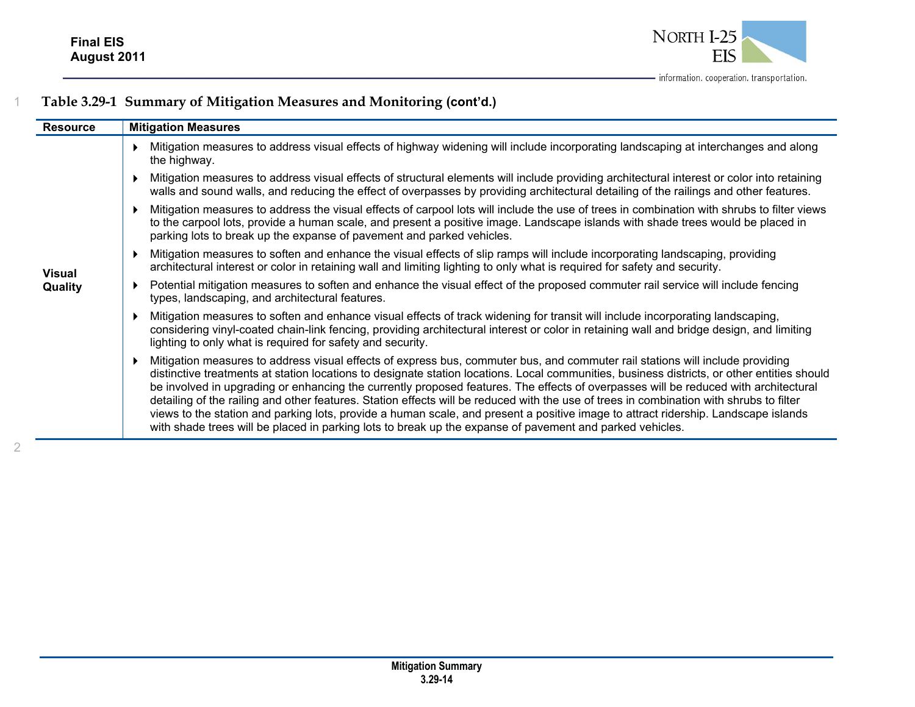**Table 3.29-1 Summary of Mitigation Measures and Monitoring (cont'd.)**

| Resource | Mitigation Measures |
| --- | --- |
| Visual Quality | ▸ Mitigation measures to address visual effects of highway widening will include incorporating landscaping at interchanges and along the highway.<br>▸ Mitigation measures to address visual effects of structural elements will include providing architectural interest or color into retaining walls and sound walls, and reducing the effect of overpasses by providing architectural detailing of the railings and other features.<br>▸ Mitigation measures to address the visual effects of carpool lots will include the use of trees in combination with shrubs to filter views to the carpool lots, provide a human scale, and present a positive image. Landscape islands with shade trees would be placed in parking lots to break up the expanse of pavement and parked vehicles.<br>▸ Mitigation measures to soften and enhance the visual effects of slip ramps will include incorporating landscaping, providing architectural interest or color in retaining wall and limiting lighting to only what is required for safety and security.<br>▸ Potential mitigation measures to soften and enhance the visual effect of the proposed commuter rail service will include fencing types, landscaping, and architectural features.<br>▸ Mitigation measures to soften and enhance visual effects of track widening for transit will include incorporating landscaping, considering vinyl-coated chain-link fencing, providing architectural interest or color in retaining wall and bridge design, and limiting lighting to only what is required for safety and security.<br>▸ Mitigation measures to address visual effects of express bus, commuter bus, and commuter rail stations will include providing distinctive treatments at station locations to designate station locations. Local communities, business districts, or other entities should be involved in upgrading or enhancing the currently proposed features. The effects of overpasses will be reduced with architectural detailing of the railing and other features. Station effects will be reduced with the use of trees in combination with shrubs to filter views to the station and parking lots, provide a human scale, and present a positive image to attract ridership. Landscape islands with shade trees will be placed in parking lots to break up the expanse of pavement and parked vehicles. |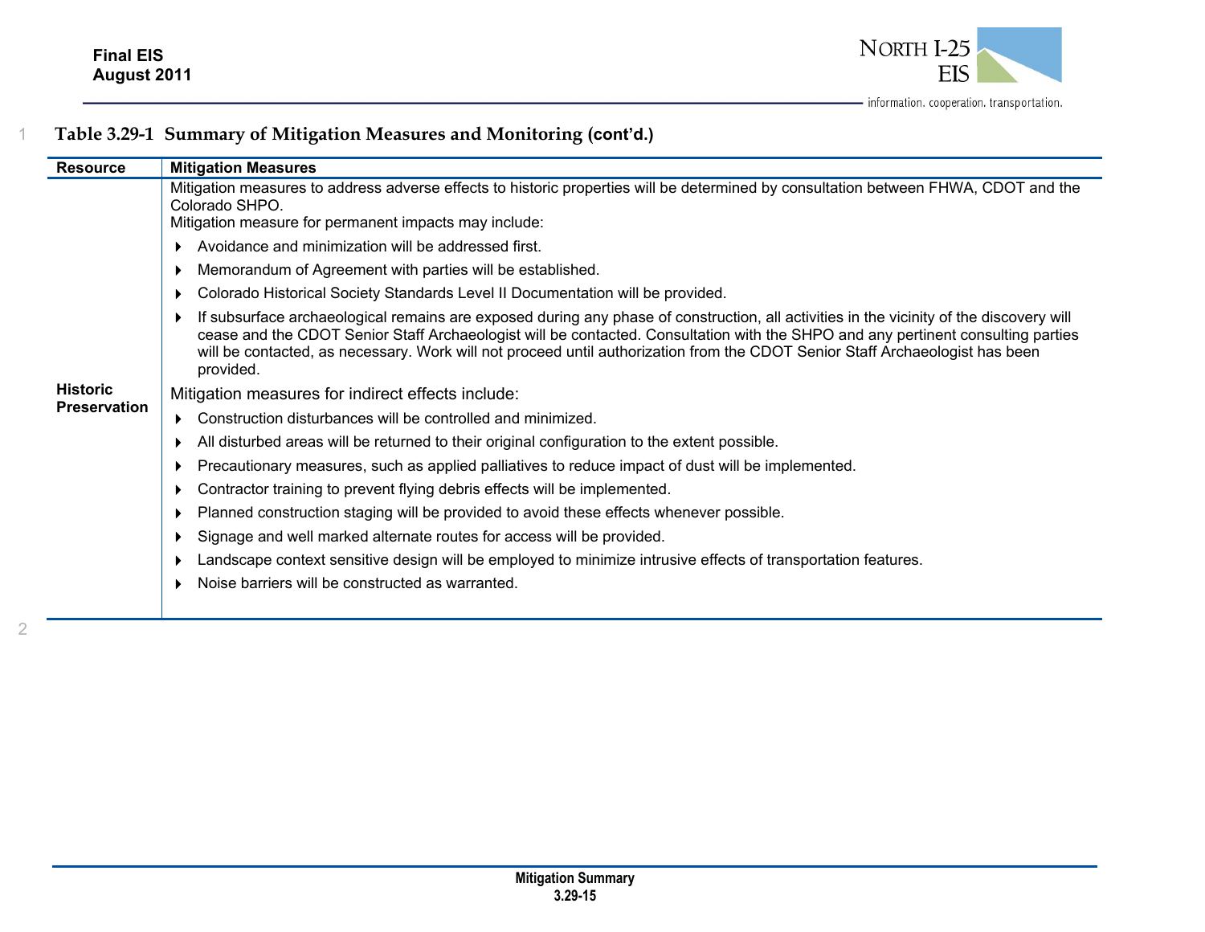**Table 3.29-1 Summary of Mitigation Measures and Monitoring (cont'd.)**

| Resource | Mitigation Measures |
|---|---|
| Historic Preservation | Mitigation measures to address adverse effects to historic properties will be determined by consultation between FHWA, CDOT and the Colorado SHPO.<br>Mitigation measure for permanent impacts may include:<br>▸ Avoidance and minimization will be addressed first.<br>▸ Memorandum of Agreement with parties will be established.<br>▸ Colorado Historical Society Standards Level II Documentation will be provided.<br>▸ If subsurface archaeological remains are exposed during any phase of construction, all activities in the vicinity of the discovery will cease and the CDOT Senior Staff Archaeologist will be contacted. Consultation with the SHPO and any pertinent consulting parties will be contacted, as necessary. Work will not proceed until authorization from the CDOT Senior Staff Archaeologist has been provided.<br>Mitigation measures for indirect effects include:<br>▸ Construction disturbances will be controlled and minimized.<br>▸ All disturbed areas will be returned to their original configuration to the extent possible.<br>▸ Precautionary measures, such as applied palliatives to reduce impact of dust will be implemented.<br>▸ Contractor training to prevent flying debris effects will be implemented.<br>▸ Planned construction staging will be provided to avoid these effects whenever possible.<br>▸ Signage and well marked alternate routes for access will be provided.<br>▸ Landscape context sensitive design will be employed to minimize intrusive effects of transportation features.<br>▸ Noise barriers will be constructed as warranted. |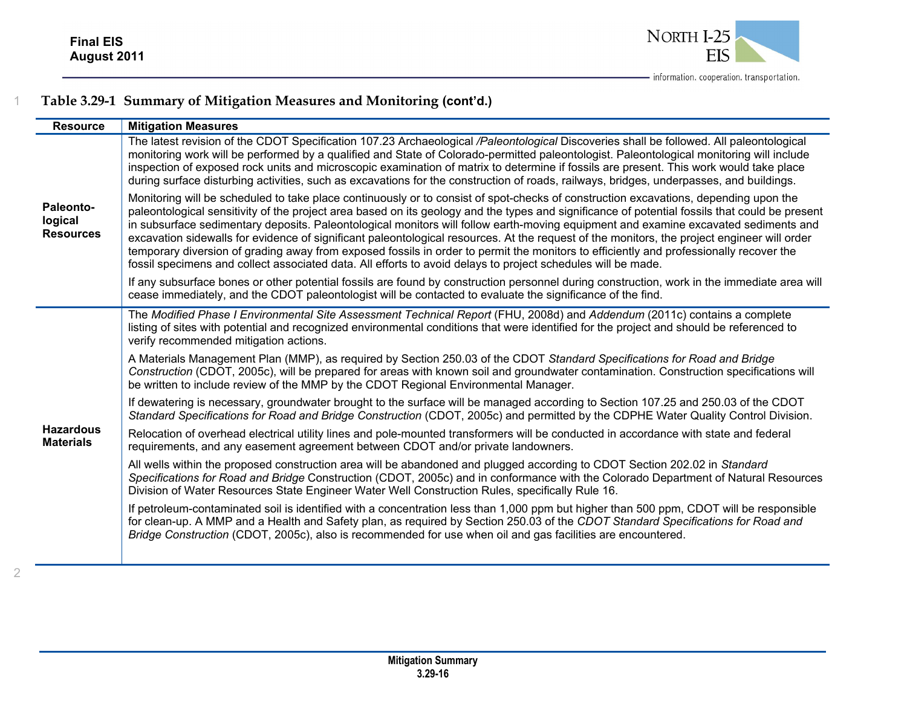**Table 3.29-1 Summary of Mitigation Measures and Monitoring (cont'd.)**

| Resource | Mitigation Measures |
|---|---|
| **Paleonto-logical Resources** | The latest revision of the CDOT Specification 107.23 Archaeological */Paleontological* Discoveries shall be followed. All paleontological monitoring work will be performed by a qualified and State of Colorado-permitted paleontologist. Paleontological monitoring will include inspection of exposed rock units and microscopic examination of matrix to determine if fossils are present. This work would take place during surface disturbing activities, such as excavations for the construction of roads, railways, bridges, underpasses, and buildings.<br><br>Monitoring will be scheduled to take place continuously or to consist of spot-checks of construction excavations, depending upon the paleontological sensitivity of the project area based on its geology and the types and significance of potential fossils that could be present in subsurface sedimentary deposits. Paleontological monitors will follow earth-moving equipment and examine excavated sediments and excavation sidewalls for evidence of significant paleontological resources. At the request of the monitors, the project engineer will order temporary diversion of grading away from exposed fossils in order to permit the monitors to efficiently and professionally recover the fossil specimens and collect associated data. All efforts to avoid delays to project schedules will be made.<br><br>If any subsurface bones or other potential fossils are found by construction personnel during construction, work in the immediate area will cease immediately, and the CDOT paleontologist will be contacted to evaluate the significance of the find. |
| **Hazardous Materials** | The *Modified Phase I Environmental Site Assessment Technical Report* (FHU, 2008d) and *Addendum* (2011c) contains a complete listing of sites with potential and recognized environmental conditions that were identified for the project and should be referenced to verify recommended mitigation actions.<br><br>A Materials Management Plan (MMP), as required by Section 250.03 of the CDOT *Standard Specifications for Road and Bridge Construction* (CDOT, 2005c), will be prepared for areas with known soil and groundwater contamination. Construction specifications will be written to include review of the MMP by the CDOT Regional Environmental Manager.<br><br>If dewatering is necessary, groundwater brought to the surface will be managed according to Section 107.25 and 250.03 of the CDOT *Standard Specifications for Road and Bridge Construction* (CDOT, 2005c) and permitted by the CDPHE Water Quality Control Division.<br><br>Relocation of overhead electrical utility lines and pole-mounted transformers will be conducted in accordance with state and federal requirements, and any easement agreement between CDOT and/or private landowners.<br><br>All wells within the proposed construction area will be abandoned and plugged according to CDOT Section 202.02 in *Standard Specifications for Road and Bridge* Construction (CDOT, 2005c) and in conformance with the Colorado Department of Natural Resources Division of Water Resources State Engineer Water Well Construction Rules, specifically Rule 16.<br><br>If petroleum-contaminated soil is identified with a concentration less than 1,000 ppm but higher than 500 ppm, CDOT will be responsible for clean-up. A MMP and a Health and Safety plan, as required by Section 250.03 of the *CDOT Standard Specifications for Road and Bridge Construction* (CDOT, 2005c), also is recommended for use when oil and gas facilities are encountered. |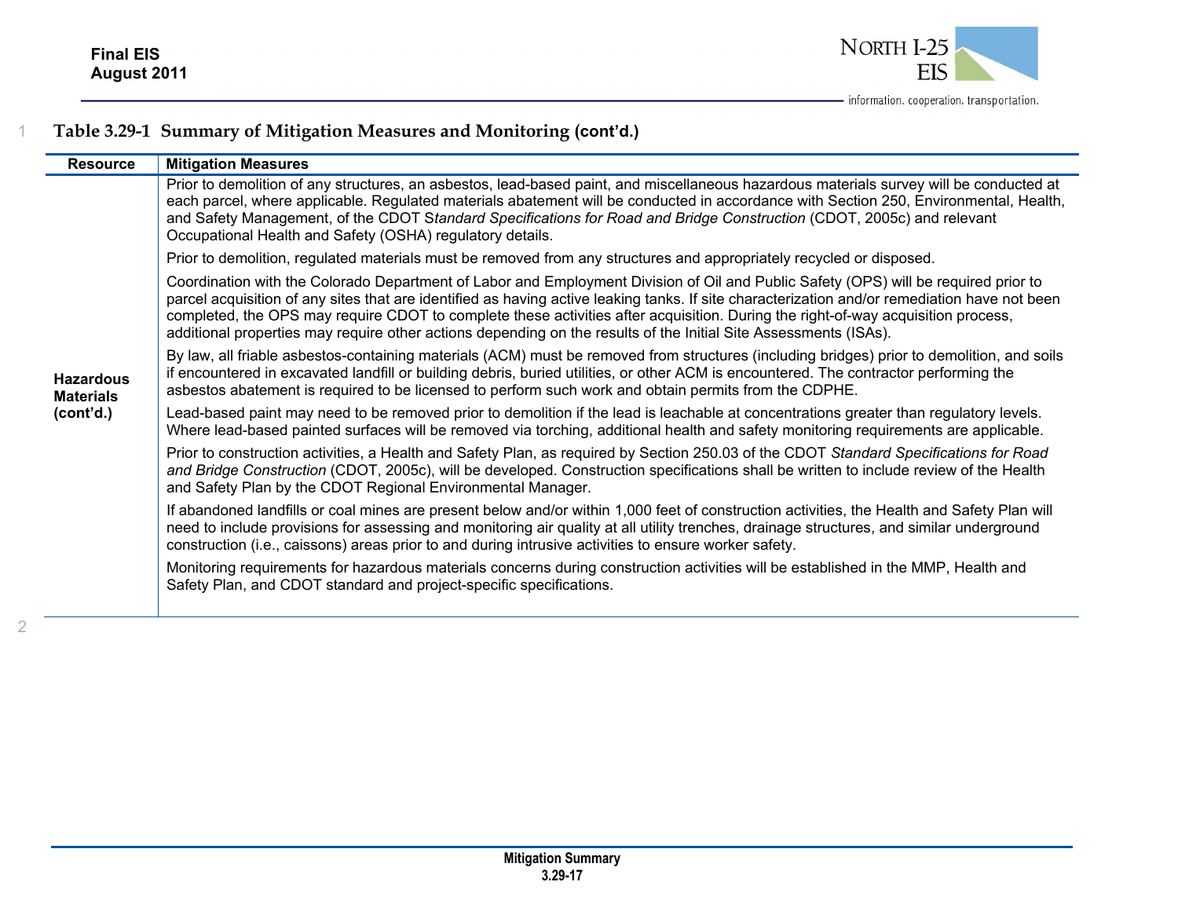### Table 3.29-1 Summary of Mitigation Measures and Monitoring (cont'd.)

| Resource | Mitigation Measures |
|---|---|
| **Hazardous Materials (cont'd.)** | Prior to demolition of any structures, an asbestos, lead-based paint, and miscellaneous hazardous materials survey will be conducted at each parcel, where applicable. Regulated materials abatement will be conducted in accordance with Section 250, Environmental, Health, and Safety Management, of the CDOT S*tandard Specifications for Road and Bridge Construction* (CDOT, 2005c) and relevant Occupational Health and Safety (OSHA) regulatory details.<br><br>Prior to demolition, regulated materials must be removed from any structures and appropriately recycled or disposed.<br><br>Coordination with the Colorado Department of Labor and Employment Division of Oil and Public Safety (OPS) will be required prior to parcel acquisition of any sites that are identified as having active leaking tanks. If site characterization and/or remediation have not been completed, the OPS may require CDOT to complete these activities after acquisition. During the right-of-way acquisition process, additional properties may require other actions depending on the results of the Initial Site Assessments (ISAs).<br><br>By law, all friable asbestos-containing materials (ACM) must be removed from structures (including bridges) prior to demolition, and soils if encountered in excavated landfill or building debris, buried utilities, or other ACM is encountered. The contractor performing the asbestos abatement is required to be licensed to perform such work and obtain permits from the CDPHE.<br><br>Lead-based paint may need to be removed prior to demolition if the lead is leachable at concentrations greater than regulatory levels. Where lead-based painted surfaces will be removed via torching, additional health and safety monitoring requirements are applicable.<br><br>Prior to construction activities, a Health and Safety Plan, as required by Section 250.03 of the CDOT *Standard Specifications for Road and Bridge Construction* (CDOT, 2005c), will be developed. Construction specifications shall be written to include review of the Health and Safety Plan by the CDOT Regional Environmental Manager.<br><br>If abandoned landfills or coal mines are present below and/or within 1,000 feet of construction activities, the Health and Safety Plan will need to include provisions for assessing and monitoring air quality at all utility trenches, drainage structures, and similar underground construction (i.e., caissons) areas prior to and during intrusive activities to ensure worker safety.<br><br>Monitoring requirements for hazardous materials concerns during construction activities will be established in the MMP, Health and Safety Plan, and CDOT standard and project-specific specifications. |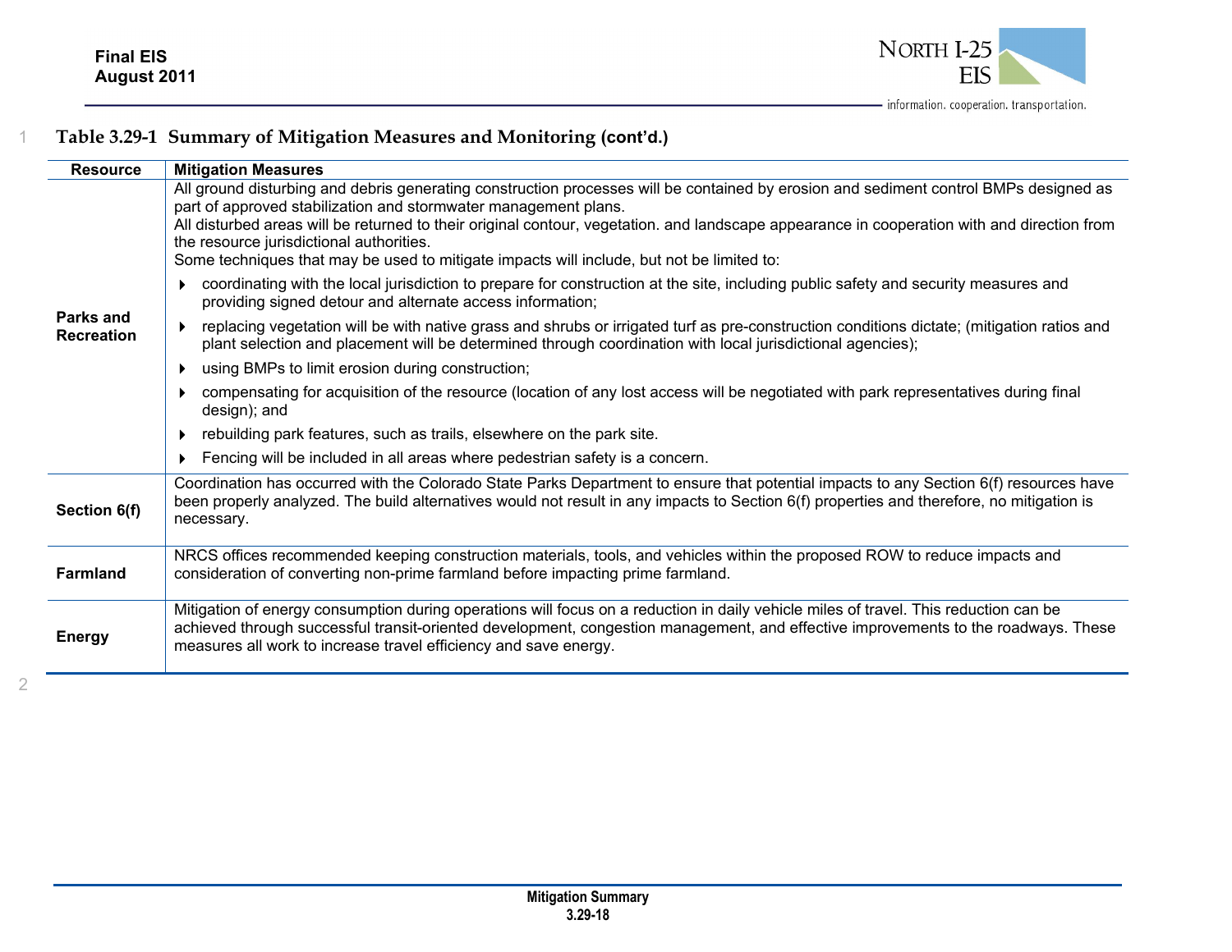**Table 3.29-1 Summary of Mitigation Measures and Monitoring (cont'd.)**

| Resource | Mitigation Measures |
|---|---|
| **Parks and Recreation** | All ground disturbing and debris generating construction processes will be contained by erosion and sediment control BMPs designed as part of approved stabilization and stormwater management plans.<br>All disturbed areas will be returned to their original contour, vegetation. and landscape appearance in cooperation with and direction from the resource jurisdictional authorities.<br>Some techniques that may be used to mitigate impacts will include, but not be limited to:<br>▸ coordinating with the local jurisdiction to prepare for construction at the site, including public safety and security measures and providing signed detour and alternate access information;<br>▸ replacing vegetation will be with native grass and shrubs or irrigated turf as pre-construction conditions dictate; (mitigation ratios and plant selection and placement will be determined through coordination with local jurisdictional agencies);<br>▸ using BMPs to limit erosion during construction;<br>▸ compensating for acquisition of the resource (location of any lost access will be negotiated with park representatives during final design); and<br>▸ rebuilding park features, such as trails, elsewhere on the park site.<br>▸ Fencing will be included in all areas where pedestrian safety is a concern. |
| **Section 6(f)** | Coordination has occurred with the Colorado State Parks Department to ensure that potential impacts to any Section 6(f) resources have been properly analyzed. The build alternatives would not result in any impacts to Section 6(f) properties and therefore, no mitigation is necessary. |
| **Farmland** | NRCS offices recommended keeping construction materials, tools, and vehicles within the proposed ROW to reduce impacts and consideration of converting non-prime farmland before impacting prime farmland. |
| **Energy** | Mitigation of energy consumption during operations will focus on a reduction in daily vehicle miles of travel. This reduction can be achieved through successful transit-oriented development, congestion management, and effective improvements to the roadways. These measures all work to increase travel efficiency and save energy. |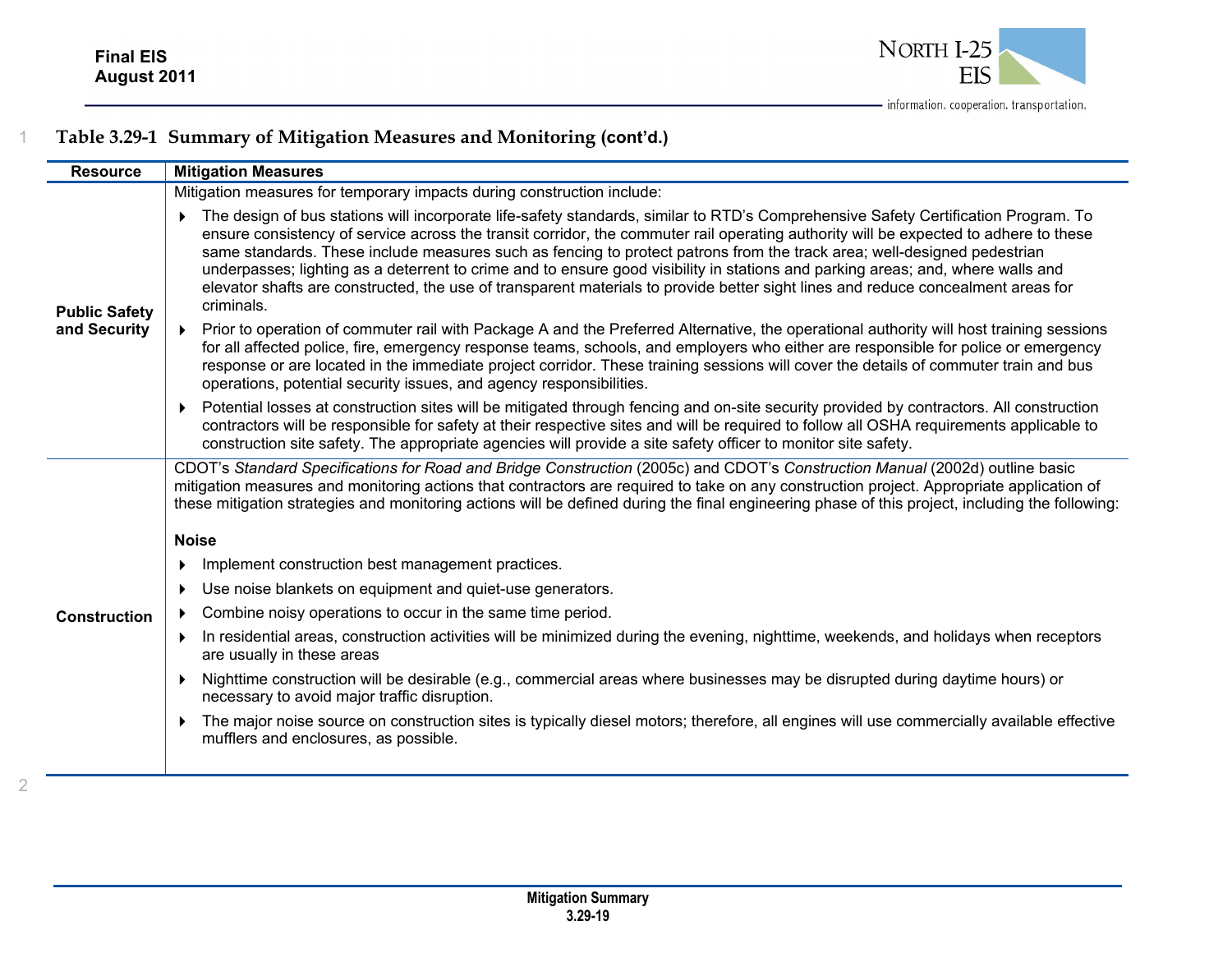**Table 3.29-1 Summary of Mitigation Measures and Monitoring (cont'd.)**

| Resource | Mitigation Measures |
|---|---|
| **Public Safety and Security** | Mitigation measures for temporary impacts during construction include:<br>▸ The design of bus stations will incorporate life-safety standards, similar to RTD's Comprehensive Safety Certification Program. To ensure consistency of service across the transit corridor, the commuter rail operating authority will be expected to adhere to these same standards. These include measures such as fencing to protect patrons from the track area; well-designed pedestrian underpasses; lighting as a deterrent to crime and to ensure good visibility in stations and parking areas; and, where walls and elevator shafts are constructed, the use of transparent materials to provide better sight lines and reduce concealment areas for criminals.<br>▸ Prior to operation of commuter rail with Package A and the Preferred Alternative, the operational authority will host training sessions for all affected police, fire, emergency response teams, schools, and employers who either are responsible for police or emergency response or are located in the immediate project corridor. These training sessions will cover the details of commuter train and bus operations, potential security issues, and agency responsibilities.<br>▸ Potential losses at construction sites will be mitigated through fencing and on-site security provided by contractors. All construction contractors will be responsible for safety at their respective sites and will be required to follow all OSHA requirements applicable to construction site safety. The appropriate agencies will provide a site safety officer to monitor site safety. |
| **Construction** | CDOT's *Standard Specifications for Road and Bridge Construction* (2005c) and CDOT's *Construction Manual* (2002d) outline basic mitigation measures and monitoring actions that contractors are required to take on any construction project. Appropriate application of these mitigation strategies and monitoring actions will be defined during the final engineering phase of this project, including the following:<br><br>**Noise**<br>▸ Implement construction best management practices.<br>▸ Use noise blankets on equipment and quiet-use generators.<br>▸ Combine noisy operations to occur in the same time period.<br>▸ In residential areas, construction activities will be minimized during the evening, nighttime, weekends, and holidays when receptors are usually in these areas<br>▸ Nighttime construction will be desirable (e.g., commercial areas where businesses may be disrupted during daytime hours) or necessary to avoid major traffic disruption.<br>▸ The major noise source on construction sites is typically diesel motors; therefore, all engines will use commercially available effective mufflers and enclosures, as possible. |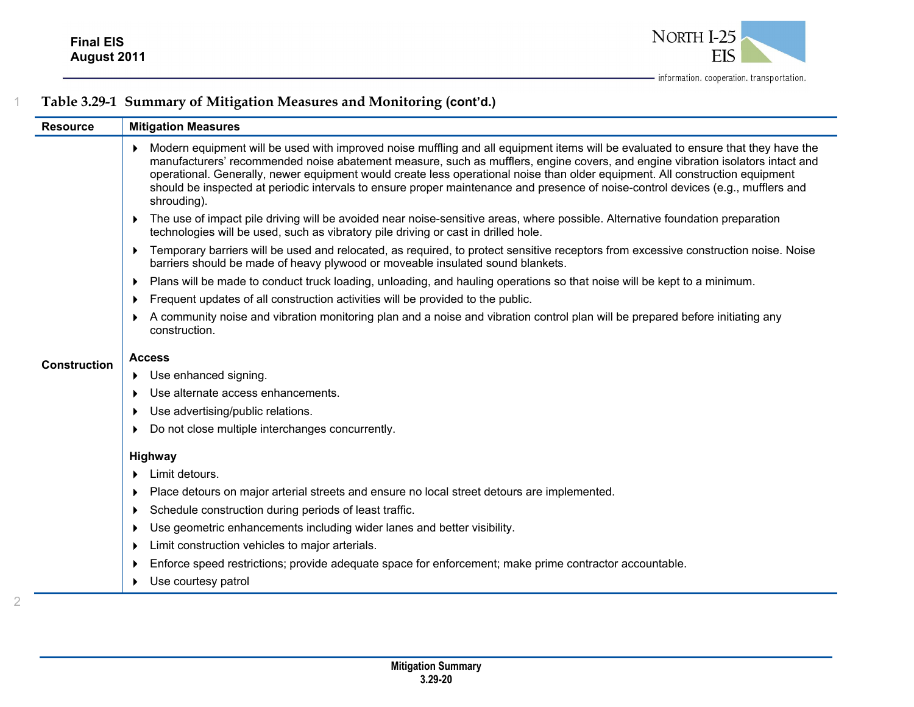**Table 3.29-1 Summary of Mitigation Measures and Monitoring (cont'd.)**

| Resource | Mitigation Measures |
|---|---|
| Construction | ▸ Modern equipment will be used with improved noise muffling and all equipment items will be evaluated to ensure that they have the manufacturers' recommended noise abatement measure, such as mufflers, engine covers, and engine vibration isolators intact and operational. Generally, newer equipment would create less operational noise than older equipment. All construction equipment should be inspected at periodic intervals to ensure proper maintenance and presence of noise-control devices (e.g., mufflers and shrouding).<br>▸ The use of impact pile driving will be avoided near noise-sensitive areas, where possible. Alternative foundation preparation technologies will be used, such as vibratory pile driving or cast in drilled hole.<br>▸ Temporary barriers will be used and relocated, as required, to protect sensitive receptors from excessive construction noise. Noise barriers should be made of heavy plywood or moveable insulated sound blankets.<br>▸ Plans will be made to conduct truck loading, unloading, and hauling operations so that noise will be kept to a minimum.<br>▸ Frequent updates of all construction activities will be provided to the public.<br>▸ A community noise and vibration monitoring plan and a noise and vibration control plan will be prepared before initiating any construction.<br><br>**Access**<br>▸ Use enhanced signing.<br>▸ Use alternate access enhancements.<br>▸ Use advertising/public relations.<br>▸ Do not close multiple interchanges concurrently.<br><br>**Highway**<br>▸ Limit detours.<br>▸ Place detours on major arterial streets and ensure no local street detours are implemented.<br>▸ Schedule construction during periods of least traffic.<br>▸ Use geometric enhancements including wider lanes and better visibility.<br>▸ Limit construction vehicles to major arterials.<br>▸ Enforce speed restrictions; provide adequate space for enforcement; make prime contractor accountable.<br>▸ Use courtesy patrol |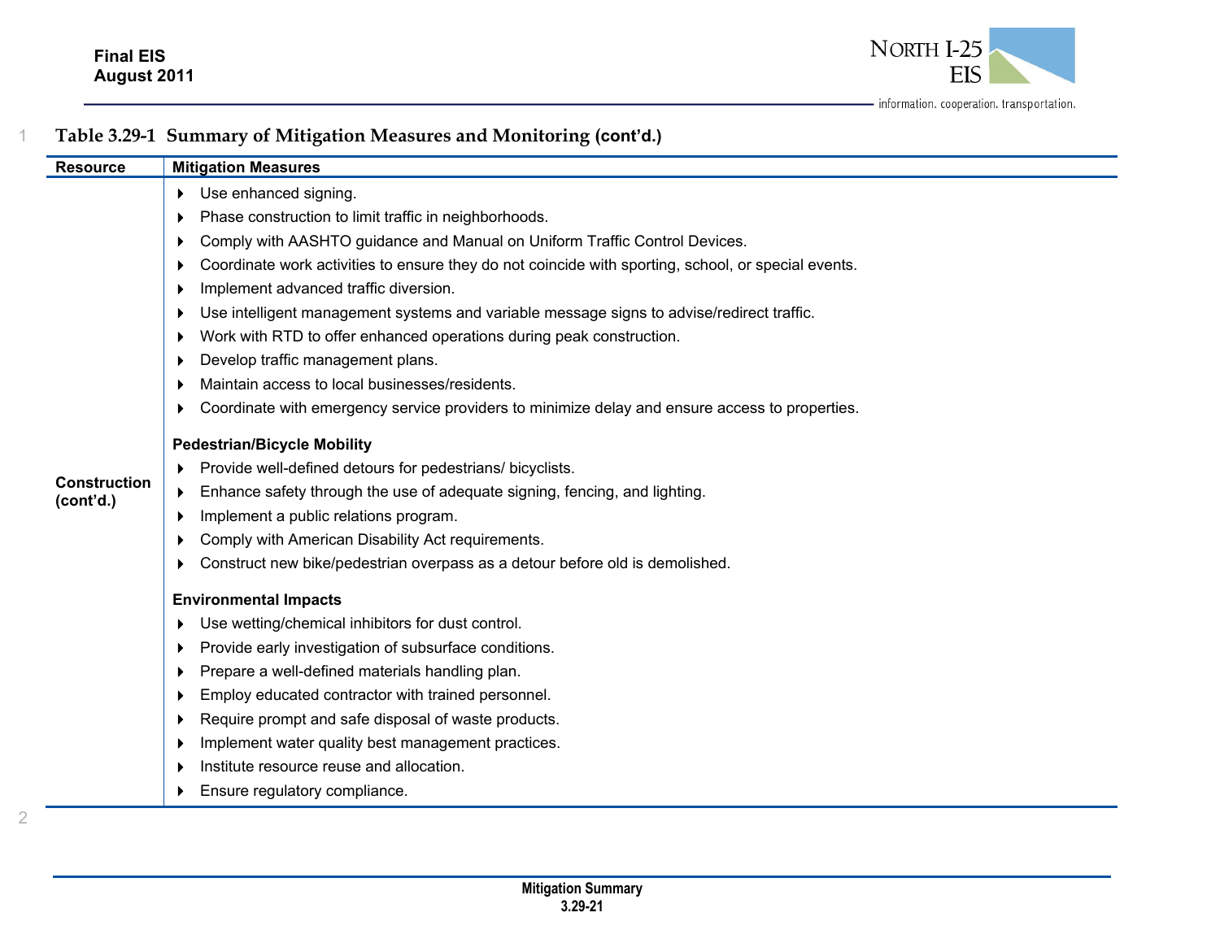**Table 3.29-1 Summary of Mitigation Measures and Monitoring (cont'd.)**

| Resource | Mitigation Measures |
|---|---|
| Construction (cont'd.) | ▸ Use enhanced signing.<br>▸ Phase construction to limit traffic in neighborhoods.<br>▸ Comply with AASHTO guidance and Manual on Uniform Traffic Control Devices.<br>▸ Coordinate work activities to ensure they do not coincide with sporting, school, or special events.<br>▸ Implement advanced traffic diversion.<br>▸ Use intelligent management systems and variable message signs to advise/redirect traffic.<br>▸ Work with RTD to offer enhanced operations during peak construction.<br>▸ Develop traffic management plans.<br>▸ Maintain access to local businesses/residents.<br>▸ Coordinate with emergency service providers to minimize delay and ensure access to properties.<br><br>**Pedestrian/Bicycle Mobility**<br>▸ Provide well-defined detours for pedestrians/ bicyclists.<br>▸ Enhance safety through the use of adequate signing, fencing, and lighting.<br>▸ Implement a public relations program.<br>▸ Comply with American Disability Act requirements.<br>▸ Construct new bike/pedestrian overpass as a detour before old is demolished.<br><br>**Environmental Impacts**<br>▸ Use wetting/chemical inhibitors for dust control.<br>▸ Provide early investigation of subsurface conditions.<br>▸ Prepare a well-defined materials handling plan.<br>▸ Employ educated contractor with trained personnel.<br>▸ Require prompt and safe disposal of waste products.<br>▸ Implement water quality best management practices.<br>▸ Institute resource reuse and allocation.<br>▸ Ensure regulatory compliance. |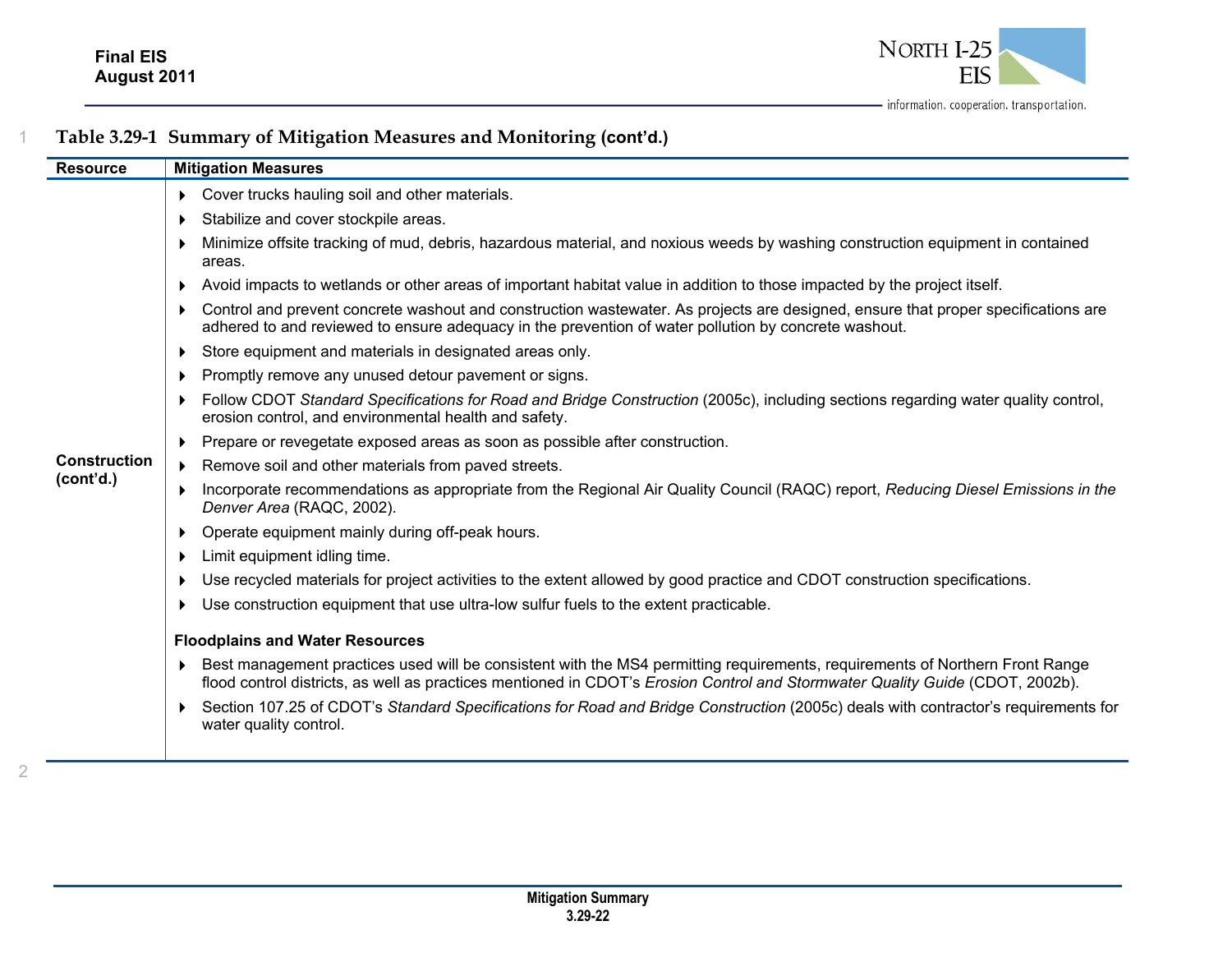**Table 3.29-1 Summary of Mitigation Measures and Monitoring (cont'd.)**

| Resource | Mitigation Measures |
|---|---|
| **Construction (cont'd.)** | ▸ Cover trucks hauling soil and other materials.<br>▸ Stabilize and cover stockpile areas.<br>▸ Minimize offsite tracking of mud, debris, hazardous material, and noxious weeds by washing construction equipment in contained areas.<br>▸ Avoid impacts to wetlands or other areas of important habitat value in addition to those impacted by the project itself.<br>▸ Control and prevent concrete washout and construction wastewater. As projects are designed, ensure that proper specifications are adhered to and reviewed to ensure adequacy in the prevention of water pollution by concrete washout.<br>▸ Store equipment and materials in designated areas only.<br>▸ Promptly remove any unused detour pavement or signs.<br>▸ Follow CDOT *Standard Specifications for Road and Bridge Construction* (2005c), including sections regarding water quality control, erosion control, and environmental health and safety.<br>▸ Prepare or revegetate exposed areas as soon as possible after construction.<br>▸ Remove soil and other materials from paved streets.<br>▸ Incorporate recommendations as appropriate from the Regional Air Quality Council (RAQC) report, *Reducing Diesel Emissions in the Denver Area* (RAQC, 2002).<br>▸ Operate equipment mainly during off-peak hours.<br>▸ Limit equipment idling time.<br>▸ Use recycled materials for project activities to the extent allowed by good practice and CDOT construction specifications.<br>▸ Use construction equipment that use ultra-low sulfur fuels to the extent practicable.<br><br>**Floodplains and Water Resources**<br>▸ Best management practices used will be consistent with the MS4 permitting requirements, requirements of Northern Front Range flood control districts, as well as practices mentioned in CDOT's *Erosion Control and Stormwater Quality Guide* (CDOT, 2002b).<br>▸ Section 107.25 of CDOT's *Standard Specifications for Road and Bridge Construction* (2005c) deals with contractor's requirements for water quality control. |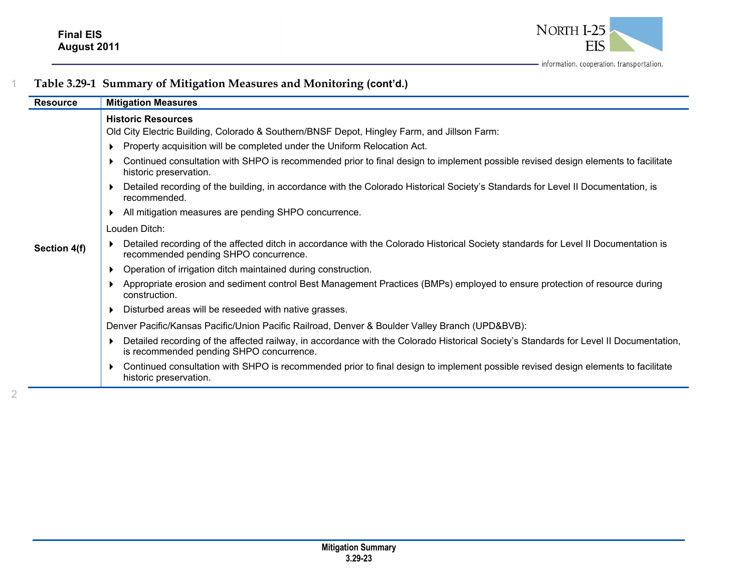**Table 3.29-1 Summary of Mitigation Measures and Monitoring (cont'd.)**

| Resource | Mitigation Measures |
|---|---|
| Section 4(f) | **Historic Resources**<br>Old City Electric Building, Colorado & Southern/BNSF Depot, Hingley Farm, and Jillson Farm:<br>• Property acquisition will be completed under the Uniform Relocation Act.<br>• Continued consultation with SHPO is recommended prior to final design to implement possible revised design elements to facilitate historic preservation.<br>• Detailed recording of the building, in accordance with the Colorado Historical Society's Standards for Level II Documentation, is recommended.<br>• All mitigation measures are pending SHPO concurrence.<br>Louden Ditch:<br>• Detailed recording of the affected ditch in accordance with the Colorado Historical Society standards for Level II Documentation is recommended pending SHPO concurrence.<br>• Operation of irrigation ditch maintained during construction.<br>• Appropriate erosion and sediment control Best Management Practices (BMPs) employed to ensure protection of resource during construction.<br>• Disturbed areas will be reseeded with native grasses.<br>Denver Pacific/Kansas Pacific/Union Pacific Railroad, Denver & Boulder Valley Branch (UPD&BVB):<br>• Detailed recording of the affected railway, in accordance with the Colorado Historical Society's Standards for Level II Documentation, is recommended pending SHPO concurrence.<br>• Continued consultation with SHPO is recommended prior to final design to implement possible revised design elements to facilitate historic preservation. |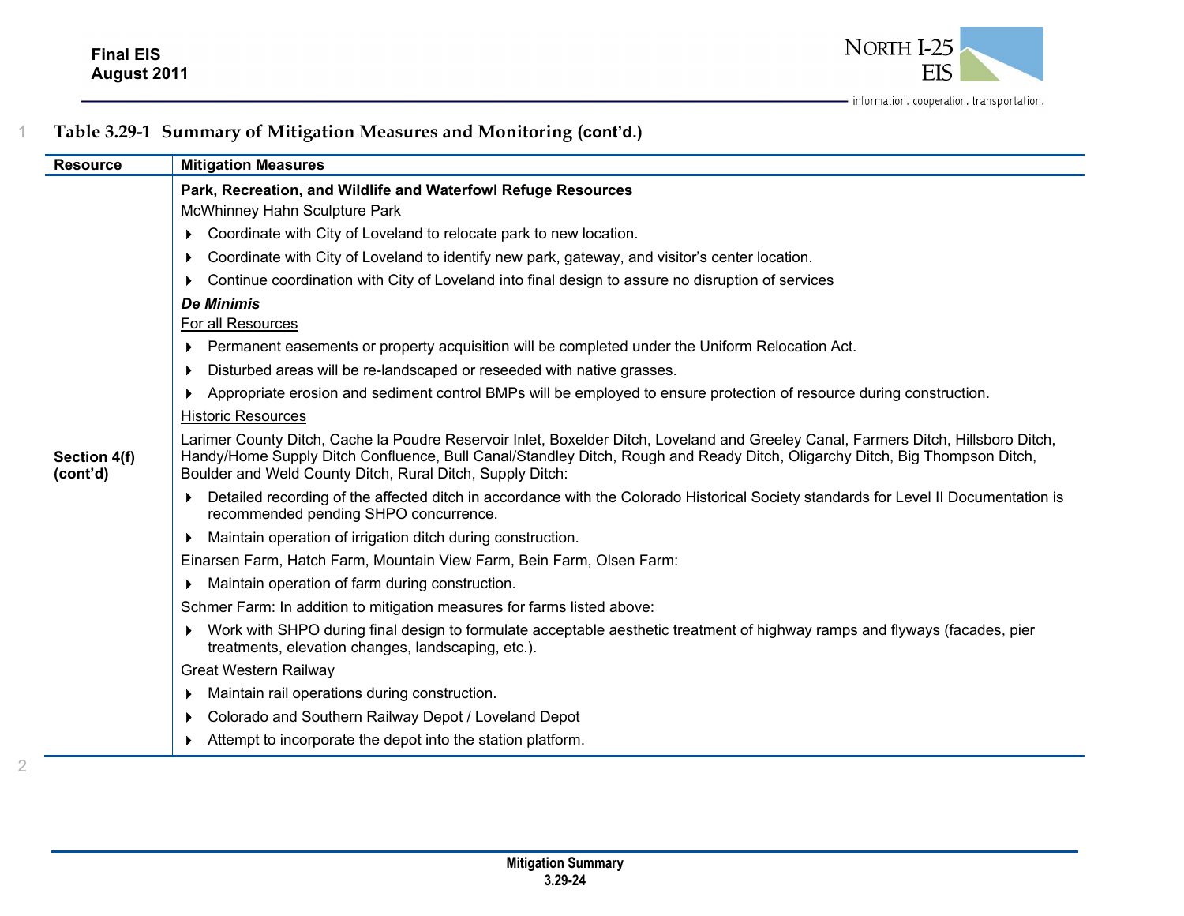**Table 3.29-1 Summary of Mitigation Measures and Monitoring (cont'd.)**

| Resource | Mitigation Measures |
|---|---|
| Section 4(f) (cont'd) | **Park, Recreation, and Wildlife and Waterfowl Refuge Resources**<br>McWhinney Hahn Sculpture Park<br>▸ Coordinate with City of Loveland to relocate park to new location.<br>▸ Coordinate with City of Loveland to identify new park, gateway, and visitor's center location.<br>▸ Continue coordination with City of Loveland into final design to assure no disruption of services<br>***De Minimis***<br><u>For all Resources</u><br>▸ Permanent easements or property acquisition will be completed under the Uniform Relocation Act.<br>▸ Disturbed areas will be re-landscaped or reseeded with native grasses.<br>▸ Appropriate erosion and sediment control BMPs will be employed to ensure protection of resource during construction.<br><u>Historic Resources</u><br>Larimer County Ditch, Cache la Poudre Reservoir Inlet, Boxelder Ditch, Loveland and Greeley Canal, Farmers Ditch, Hillsboro Ditch, Handy/Home Supply Ditch Confluence, Bull Canal/Standley Ditch, Rough and Ready Ditch, Oligarchy Ditch, Big Thompson Ditch, Boulder and Weld County Ditch, Rural Ditch, Supply Ditch:<br>▸ Detailed recording of the affected ditch in accordance with the Colorado Historical Society standards for Level II Documentation is recommended pending SHPO concurrence.<br>▸ Maintain operation of irrigation ditch during construction.<br>Einarsen Farm, Hatch Farm, Mountain View Farm, Bein Farm, Olsen Farm:<br>▸ Maintain operation of farm during construction.<br>Schmer Farm: In addition to mitigation measures for farms listed above:<br>▸ Work with SHPO during final design to formulate acceptable aesthetic treatment of highway ramps and flyways (facades, pier treatments, elevation changes, landscaping, etc.).<br>Great Western Railway<br>▸ Maintain rail operations during construction.<br>▸ Colorado and Southern Railway Depot / Loveland Depot<br>▸ Attempt to incorporate the depot into the station platform. |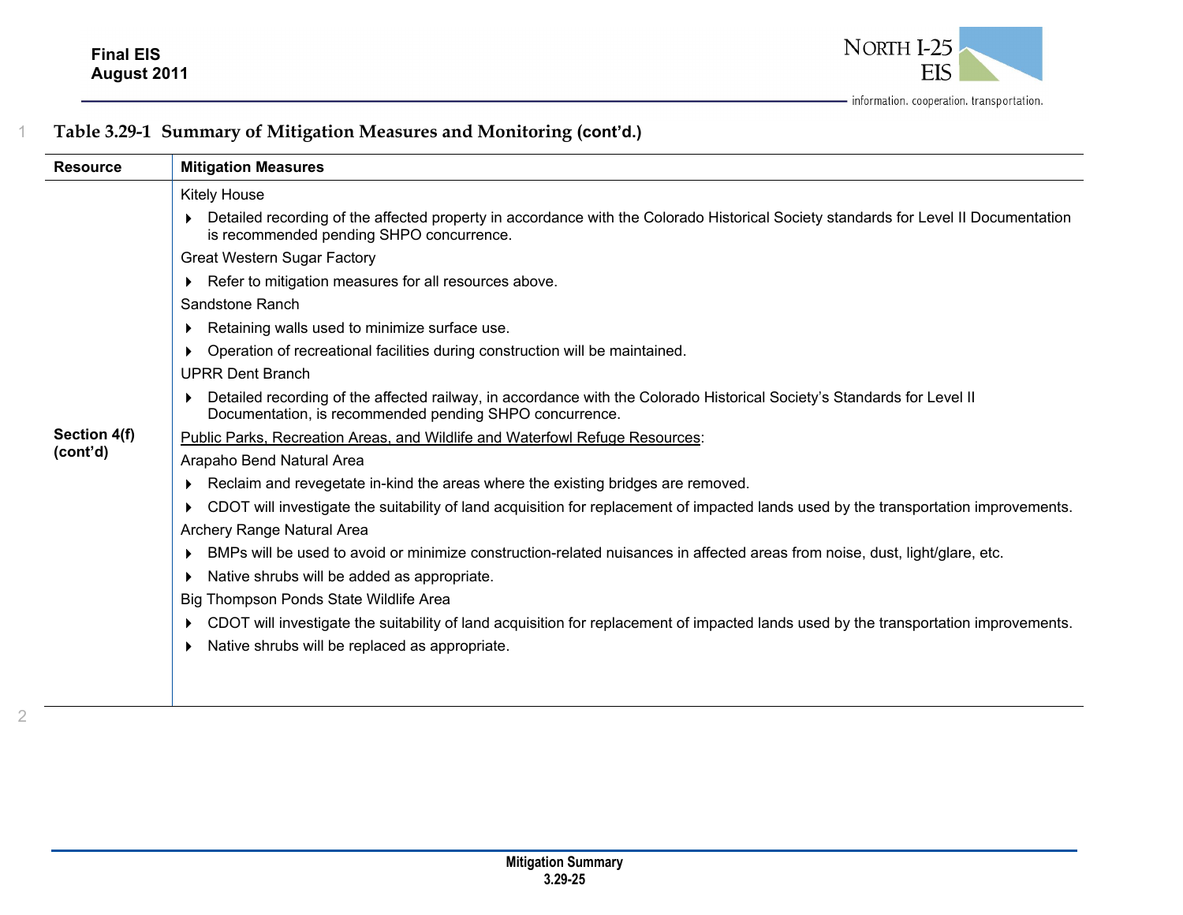**Table 3.29-1 Summary of Mitigation Measures and Monitoring (cont'd.)**

| Resource | Mitigation Measures |
|---|---|
| **Section 4(f) (cont'd)** | Kitely House<br>▸ Detailed recording of the affected property in accordance with the Colorado Historical Society standards for Level II Documentation is recommended pending SHPO concurrence.<br>Great Western Sugar Factory<br>▸ Refer to mitigation measures for all resources above.<br>Sandstone Ranch<br>▸ Retaining walls used to minimize surface use.<br>▸ Operation of recreational facilities during construction will be maintained.<br>UPRR Dent Branch<br>▸ Detailed recording of the affected railway, in accordance with the Colorado Historical Society's Standards for Level II Documentation, is recommended pending SHPO concurrence.<br>Public Parks, Recreation Areas, and Wildlife and Waterfowl Refuge Resources:<br>Arapaho Bend Natural Area<br>▸ Reclaim and revegetate in-kind the areas where the existing bridges are removed.<br>▸ CDOT will investigate the suitability of land acquisition for replacement of impacted lands used by the transportation improvements.<br>Archery Range Natural Area<br>▸ BMPs will be used to avoid or minimize construction-related nuisances in affected areas from noise, dust, light/glare, etc.<br>▸ Native shrubs will be added as appropriate.<br>Big Thompson Ponds State Wildlife Area<br>▸ CDOT will investigate the suitability of land acquisition for replacement of impacted lands used by the transportation improvements.<br>▸ Native shrubs will be replaced as appropriate. |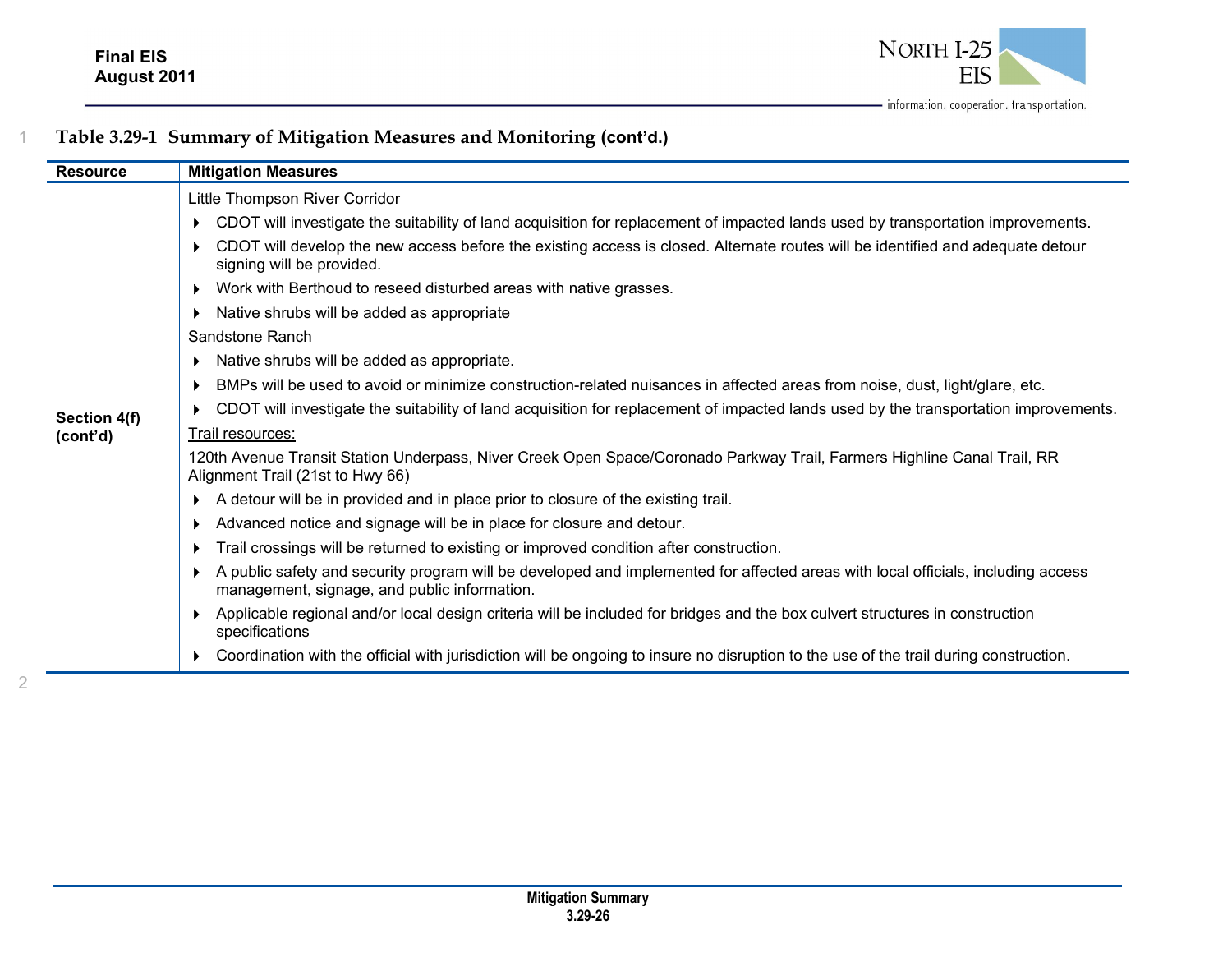**Table 3.29-1 Summary of Mitigation Measures and Monitoring (cont'd.)**

| Resource | Mitigation Measures |
|---|---|
| Section 4(f) (cont'd) | Little Thompson River Corridor<br>▸ CDOT will investigate the suitability of land acquisition for replacement of impacted lands used by transportation improvements.<br>▸ CDOT will develop the new access before the existing access is closed. Alternate routes will be identified and adequate detour signing will be provided.<br>▸ Work with Berthoud to reseed disturbed areas with native grasses.<br>▸ Native shrubs will be added as appropriate<br>Sandstone Ranch<br>▸ Native shrubs will be added as appropriate.<br>▸ BMPs will be used to avoid or minimize construction-related nuisances in affected areas from noise, dust, light/glare, etc.<br>▸ CDOT will investigate the suitability of land acquisition for replacement of impacted lands used by the transportation improvements.<br><u>Trail resources:</u><br>120th Avenue Transit Station Underpass, Niver Creek Open Space/Coronado Parkway Trail, Farmers Highline Canal Trail, RR Alignment Trail (21st to Hwy 66)<br>▸ A detour will be in provided and in place prior to closure of the existing trail.<br>▸ Advanced notice and signage will be in place for closure and detour.<br>▸ Trail crossings will be returned to existing or improved condition after construction.<br>▸ A public safety and security program will be developed and implemented for affected areas with local officials, including access management, signage, and public information.<br>▸ Applicable regional and/or local design criteria will be included for bridges and the box culvert structures in construction specifications<br>▸ Coordination with the official with jurisdiction will be ongoing to insure no disruption to the use of the trail during construction. |